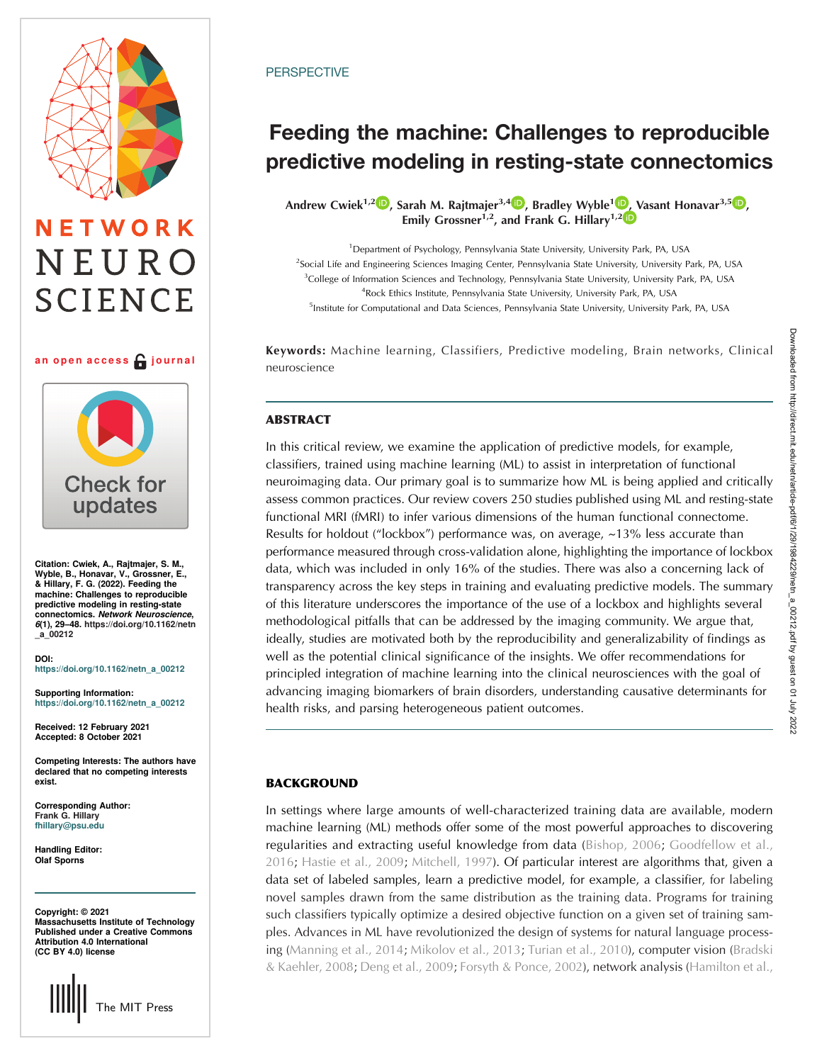PERSPECTIVE

# Feeding the machine: Challenges to reproducible predictive modeling in resting-state connectomics

**Andrew Cwiek[1,2], Sarah M. Rajtmajer[3,4], Bradley Wyble[1], Vasant Honavar[3,5], Emily Grossner[1,2], and Frank G. Hillary[1,2]**

[1]Department of Psychology, Pennsylvania State University, University Park, PA, USA
[2]Social Life and Engineering Sciences Imaging Center, Pennsylvania State University, University Park, PA, USA
[3]College of Information Sciences and Technology, Pennsylvania State University, University Park, PA, USA
[4]Rock Ethics Institute, Pennsylvania State University, University Park, PA, USA
[5]Institute for Computational and Data Sciences, Pennsylvania State University, University Park, PA, USA

**Keywords:** Machine learning, Classifiers, Predictive modeling, Brain networks, Clinical neuroscience

## ABSTRACT

In this critical review, we examine the application of predictive models, for example, classifiers, trained using machine learning (ML) to assist in interpretation of functional neuroimaging data. Our primary goal is to summarize how ML is being applied and critically assess common practices. Our review covers 250 studies published using ML and resting-state functional MRI (fMRI) to infer various dimensions of the human functional connectome. Results for holdout ("lockbox") performance was, on average, ~13% less accurate than performance measured through cross-validation alone, highlighting the importance of lockbox data, which was included in only 16% of the studies. There was also a concerning lack of transparency across the key steps in training and evaluating predictive models. The summary of this literature underscores the importance of the use of a lockbox and highlights several methodological pitfalls that can be addressed by the imaging community. We argue that, ideally, studies are motivated both by the reproducibility and generalizability of findings as well as the potential clinical significance of the insights. We offer recommendations for principled integration of machine learning into the clinical neurosciences with the goal of advancing imaging biomarkers of brain disorders, understanding causative determinants for health risks, and parsing heterogeneous patient outcomes.

Citation: Cwiek, A., Rajtmajer, S. M., Wyble, B., Honavar, V., Grossner, E., & Hillary, F. G. (2022). Feeding the machine: Challenges to reproducible predictive modeling in resting-state connectomics. *Network Neuroscience*, *6*(1), 29–48. https://doi.org/10.1162/netn_a_00212

DOI: https://doi.org/10.1162/netn_a_00212

Supporting Information: https://doi.org/10.1162/netn_a_00212

Received: 12 February 2021
Accepted: 8 October 2021

Competing Interests: The authors have declared that no competing interests exist.

Corresponding Author: Frank G. Hillary fhillary@psu.edu

Handling Editor: Olaf Sporns

Copyright: © 2021 Massachusetts Institute of Technology Published under a Creative Commons Attribution 4.0 International (CC BY 4.0) license

## BACKGROUND

In settings where large amounts of well-characterized training data are available, modern machine learning (ML) methods offer some of the most powerful approaches to discovering regularities and extracting useful knowledge from data (Bishop, 2006; Goodfellow et al., 2016; Hastie et al., 2009; Mitchell, 1997). Of particular interest are algorithms that, given a data set of labeled samples, learn a predictive model, for example, a classifier, for labeling novel samples drawn from the same distribution as the training data. Programs for training such classifiers typically optimize a desired objective function on a given set of training samples. Advances in ML have revolutionized the design of systems for natural language processing (Manning et al., 2014; Mikolov et al., 2013; Turian et al., 2010), computer vision (Bradski & Kaehler, 2008; Deng et al., 2009; Forsyth & Ponce, 2002), network analysis (Hamilton et al.,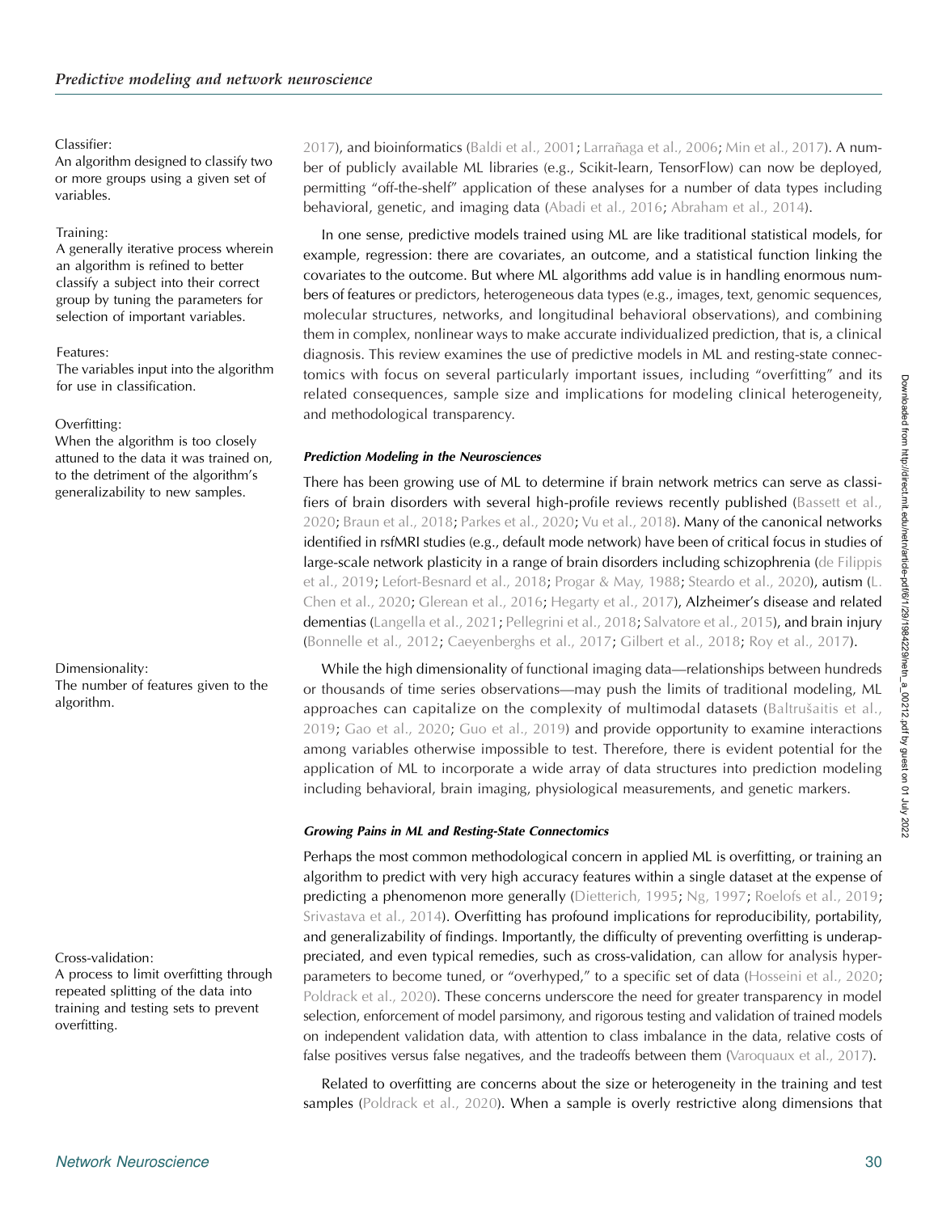Classifier:
An algorithm designed to classify two or more groups using a given set of variables.

Training:
A generally iterative process wherein an algorithm is refined to better classify a subject into their correct group by tuning the parameters for selection of important variables.

Features:
The variables input into the algorithm for use in classification.

Overfitting:
When the algorithm is too closely attuned to the data it was trained on, to the detriment of the algorithm's generalizability to new samples.

Dimensionality:
The number of features given to the algorithm.

Cross-validation:
A process to limit overfitting through repeated splitting of the data into training and testing sets to prevent overfitting.

2017), and bioinformatics (Baldi et al., 2001; Larrañaga et al., 2006; Min et al., 2017). A number of publicly available ML libraries (e.g., Scikit-learn, TensorFlow) can now be deployed, permitting "off-the-shelf" application of these analyses for a number of data types including behavioral, genetic, and imaging data (Abadi et al., 2016; Abraham et al., 2014).

In one sense, predictive models trained using ML are like traditional statistical models, for example, regression: there are covariates, an outcome, and a statistical function linking the covariates to the outcome. But where ML algorithms add value is in handling enormous numbers of features or predictors, heterogeneous data types (e.g., images, text, genomic sequences, molecular structures, networks, and longitudinal behavioral observations), and combining them in complex, nonlinear ways to make accurate individualized prediction, that is, a clinical diagnosis. This review examines the use of predictive models in ML and resting-state connectomics with focus on several particularly important issues, including "overfitting" and its related consequences, sample size and implications for modeling clinical heterogeneity, and methodological transparency.

#### *Prediction Modeling in the Neurosciences*

There has been growing use of ML to determine if brain network metrics can serve as classifiers of brain disorders with several high-profile reviews recently published (Bassett et al., 2020; Braun et al., 2018; Parkes et al., 2020; Vu et al., 2018). Many of the canonical networks identified in rsfMRI studies (e.g., default mode network) have been of critical focus in studies of large-scale network plasticity in a range of brain disorders including schizophrenia (de Filippis et al., 2019; Lefort-Besnard et al., 2018; Progar & May, 1988; Steardo et al., 2020), autism (L. Chen et al., 2020; Glerean et al., 2016; Hegarty et al., 2017), Alzheimer's disease and related dementias (Langella et al., 2021; Pellegrini et al., 2018; Salvatore et al., 2015), and brain injury (Bonnelle et al., 2012; Caeyenberghs et al., 2017; Gilbert et al., 2018; Roy et al., 2017).

While the high dimensionality of functional imaging data—relationships between hundreds or thousands of time series observations—may push the limits of traditional modeling, ML approaches can capitalize on the complexity of multimodal datasets (Baltrušaitis et al., 2019; Gao et al., 2020; Guo et al., 2019) and provide opportunity to examine interactions among variables otherwise impossible to test. Therefore, there is evident potential for the application of ML to incorporate a wide array of data structures into prediction modeling including behavioral, brain imaging, physiological measurements, and genetic markers.

#### *Growing Pains in ML and Resting-State Connectomics*

Perhaps the most common methodological concern in applied ML is overfitting, or training an algorithm to predict with very high accuracy features within a single dataset at the expense of predicting a phenomenon more generally (Dietterich, 1995; Ng, 1997; Roelofs et al., 2019; Srivastava et al., 2014). Overfitting has profound implications for reproducibility, portability, and generalizability of findings. Importantly, the difficulty of preventing overfitting is underappreciated, and even typical remedies, such as cross-validation, can allow for analysis hyperparameters to become tuned, or "overhyped," to a specific set of data (Hosseini et al., 2020; Poldrack et al., 2020). These concerns underscore the need for greater transparency in model selection, enforcement of model parsimony, and rigorous testing and validation of trained models on independent validation data, with attention to class imbalance in the data, relative costs of false positives versus false negatives, and the tradeoffs between them (Varoquaux et al., 2017).

Related to overfitting are concerns about the size or heterogeneity in the training and test samples (Poldrack et al., 2020). When a sample is overly restrictive along dimensions that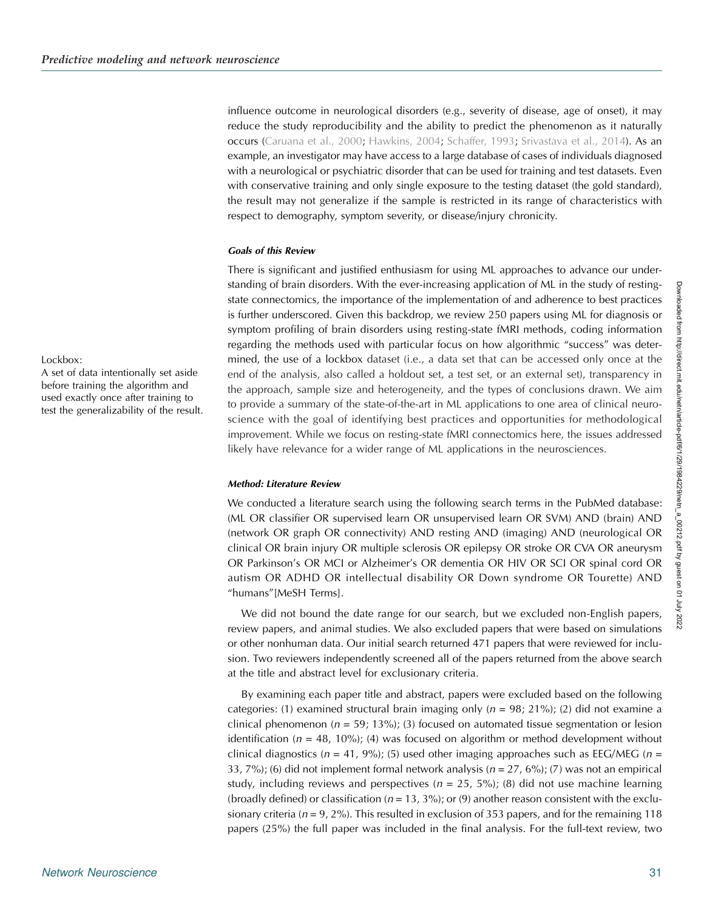influence outcome in neurological disorders (e.g., severity of disease, age of onset), it may reduce the study reproducibility and the ability to predict the phenomenon as it naturally occurs (Caruana et al., 2000; Hawkins, 2004; Schaffer, 1993; Srivastava et al., 2014). As an example, an investigator may have access to a large database of cases of individuals diagnosed with a neurological or psychiatric disorder that can be used for training and test datasets. Even with conservative training and only single exposure to the testing dataset (the gold standard), the result may not generalize if the sample is restricted in its range of characteristics with respect to demography, symptom severity, or disease/injury chronicity.

#### Goals of this Review

There is significant and justified enthusiasm for using ML approaches to advance our understanding of brain disorders. With the ever-increasing application of ML in the study of resting-state connectomics, the importance of the implementation of and adherence to best practices is further underscored. Given this backdrop, we review 250 papers using ML for diagnosis or symptom profiling of brain disorders using resting-state fMRI methods, coding information regarding the methods used with particular focus on how algorithmic "success" was determined, the use of a lockbox dataset (i.e., a data set that can be accessed only once at the end of the analysis, also called a holdout set, a test set, or an external set), transparency in the approach, sample size and heterogeneity, and the types of conclusions drawn. We aim to provide a summary of the state-of-the-art in ML applications to one area of clinical neuroscience with the goal of identifying best practices and opportunities for methodological improvement. While we focus on resting-state fMRI connectomics here, the issues addressed likely have relevance for a wider range of ML applications in the neurosciences.

Lockbox:
A set of data intentionally set aside before training the algorithm and used exactly once after training to test the generalizability of the result.

#### Method: Literature Review

We conducted a literature search using the following search terms in the PubMed database: (ML OR classifier OR supervised learn OR unsupervised learn OR SVM) AND (brain) AND (network OR graph OR connectivity) AND resting AND (imaging) AND (neurological OR clinical OR brain injury OR multiple sclerosis OR epilepsy OR stroke OR CVA OR aneurysm OR Parkinson's OR MCI or Alzheimer's OR dementia OR HIV OR SCI OR spinal cord OR autism OR ADHD OR intellectual disability OR Down syndrome OR Tourette) AND "humans"[MeSH Terms].

We did not bound the date range for our search, but we excluded non-English papers, review papers, and animal studies. We also excluded papers that were based on simulations or other nonhuman data. Our initial search returned 471 papers that were reviewed for inclusion. Two reviewers independently screened all of the papers returned from the above search at the title and abstract level for exclusionary criteria.

By examining each paper title and abstract, papers were excluded based on the following categories: (1) examined structural brain imaging only ($n$ = 98; 21%); (2) did not examine a clinical phenomenon ($n$ = 59; 13%); (3) focused on automated tissue segmentation or lesion identification ($n$ = 48, 10%); (4) was focused on algorithm or method development without clinical diagnostics ($n$ = 41, 9%); (5) used other imaging approaches such as EEG/MEG ($n$ = 33, 7%); (6) did not implement formal network analysis ($n$ = 27, 6%); (7) was not an empirical study, including reviews and perspectives ($n$ = 25, 5%); (8) did not use machine learning (broadly defined) or classification ($n$ = 13, 3%); or (9) another reason consistent with the exclusionary criteria ($n$ = 9, 2%). This resulted in exclusion of 353 papers, and for the remaining 118 papers (25%) the full paper was included in the final analysis. For the full-text review, two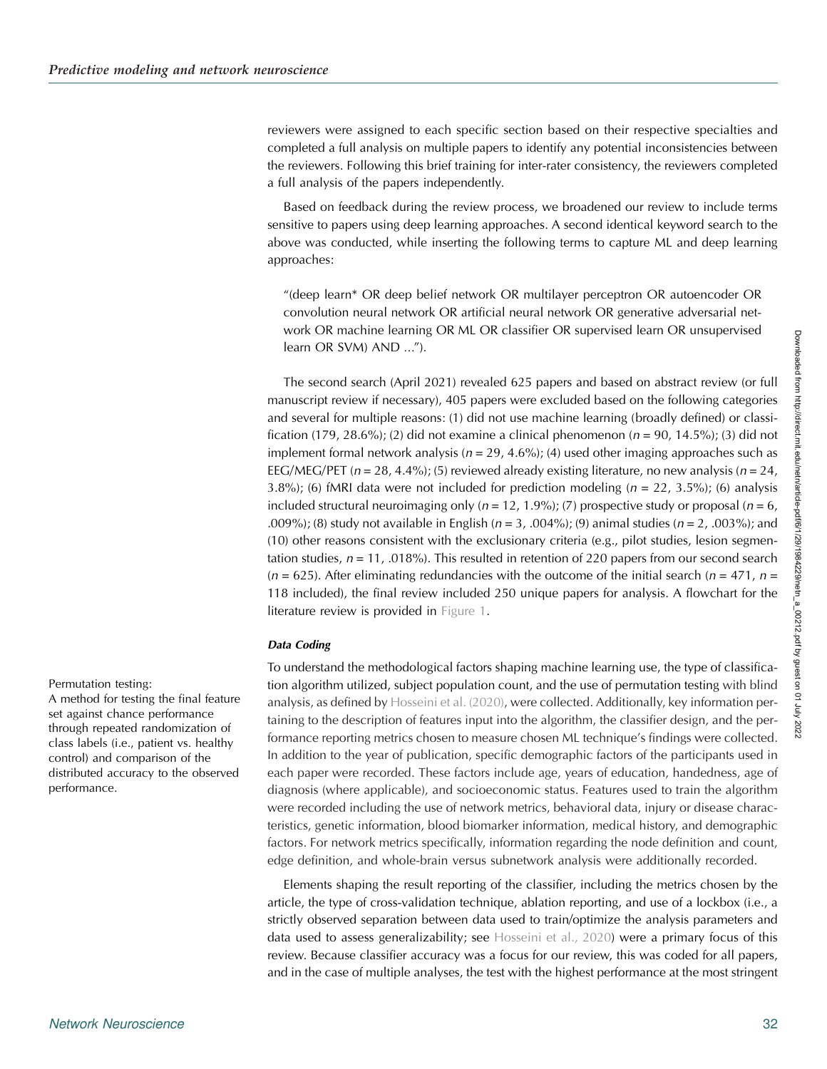reviewers were assigned to each specific section based on their respective specialties and completed a full analysis on multiple papers to identify any potential inconsistencies between the reviewers. Following this brief training for inter-rater consistency, the reviewers completed a full analysis of the papers independently.

Based on feedback during the review process, we broadened our review to include terms sensitive to papers using deep learning approaches. A second identical keyword search to the above was conducted, while inserting the following terms to capture ML and deep learning approaches:

> "(deep learn* OR deep belief network OR multilayer perceptron OR autoencoder OR convolution neural network OR artificial neural network OR generative adversarial network OR machine learning OR ML OR classifier OR supervised learn OR unsupervised learn OR SVM) AND ...").

The second search (April 2021) revealed 625 papers and based on abstract review (or full manuscript review if necessary), 405 papers were excluded based on the following categories and several for multiple reasons: (1) did not use machine learning (broadly defined) or classification (179, 28.6%); (2) did not examine a clinical phenomenon ($n$ = 90, 14.5%); (3) did not implement formal network analysis ($n$ = 29, 4.6%); (4) used other imaging approaches such as EEG/MEG/PET ($n$ = 28, 4.4%); (5) reviewed already existing literature, no new analysis ($n$ = 24, 3.8%); (6) fMRI data were not included for prediction modeling ($n$ = 22, 3.5%); (6) analysis included structural neuroimaging only ($n$ = 12, 1.9%); (7) prospective study or proposal ($n$ = 6, .009%); (8) study not available in English ($n$ = 3, .004%); (9) animal studies ($n$ = 2, .003%); and (10) other reasons consistent with the exclusionary criteria (e.g., pilot studies, lesion segmentation studies, $n$ = 11, .018%). This resulted in retention of 220 papers from our second search ($n$ = 625). After eliminating redundancies with the outcome of the initial search ($n$ = 471, $n$ = 118 included), the final review included 250 unique papers for analysis. A flowchart for the literature review is provided in Figure 1.

### Data Coding

To understand the methodological factors shaping machine learning use, the type of classification algorithm utilized, subject population count, and the use of permutation testing with blind analysis, as defined by Hosseini et al. (2020), were collected. Additionally, key information pertaining to the description of features input into the algorithm, the classifier design, and the performance reporting metrics chosen to measure chosen ML technique's findings were collected. In addition to the year of publication, specific demographic factors of the participants used in each paper were recorded. These factors include age, years of education, handedness, age of diagnosis (where applicable), and socioeconomic status. Features used to train the algorithm were recorded including the use of network metrics, behavioral data, injury or disease characteristics, genetic information, blood biomarker information, medical history, and demographic factors. For network metrics specifically, information regarding the node definition and count, edge definition, and whole-brain versus subnetwork analysis were additionally recorded.

Permutation testing:
A method for testing the final feature set against chance performance through repeated randomization of class labels (i.e., patient vs. healthy control) and comparison of the distributed accuracy to the observed performance.

Elements shaping the result reporting of the classifier, including the metrics chosen by the article, the type of cross-validation technique, ablation reporting, and use of a lockbox (i.e., a strictly observed separation between data used to train/optimize the analysis parameters and data used to assess generalizability; see Hosseini et al., 2020) were a primary focus of this review. Because classifier accuracy was a focus for our review, this was coded for all papers, and in the case of multiple analyses, the test with the highest performance at the most stringent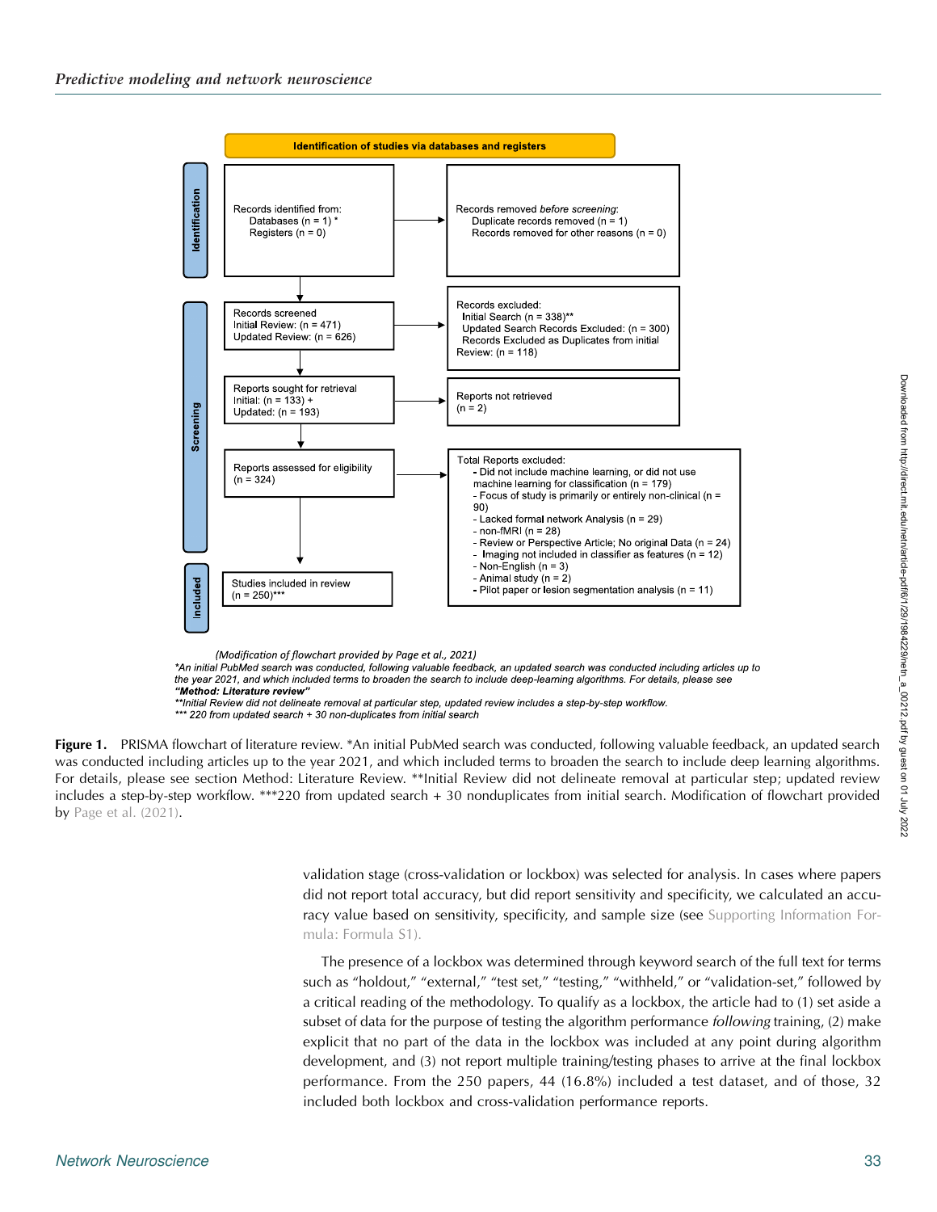**Identification of studies via databases and registers**

**Identification**

Records identified from:
- Databases (n = 1) *
- Registers (n = 0)

Records removed *before screening*:
- Duplicate records removed (n = 1)
- Records removed for other reasons (n = 0)

**Screening**

Records screened
- Initial Review: (n = 471)
- Updated Review: (n = 626)

Records excluded:
- Initial Search (n = 338)**
- Updated Search Records Excluded: (n = 300)
- Records Excluded as Duplicates from initial Review: (n = 118)

Reports sought for retrieval
- Initial: (n = 133) +
- Updated: (n = 193)

Reports not retrieved (n = 2)

Reports assessed for eligibility (n = 324)

Total Reports excluded:
- Did not include machine learning, or did not use machine learning for classification (n = 179)
- Focus of study is primarily or entirely non-clinical (n = 90)
- Lacked formal network Analysis (n = 29)
- non-fMRI (n = 28)
- Review or Perspective Article; No original Data (n = 24)
- Imaging not included in classifier as features (n = 12)
- Non-English (n = 3)
- Animal study (n = 2)
- Pilot paper or lesion segmentation analysis (n = 11)

**Included**

Studies included in review (n = 250)***

*(Modification of flowchart provided by Page et al., 2021)*

*\*An initial PubMed search was conducted, following valuable feedback, an updated search was conducted including articles up to the year 2021, and which included terms to broaden the search to include deep-learning algorithms. For details, please see* ***"Method: Literature review"***

*\*\*Initial Review did not delineate removal at particular step, updated review includes a step-by-step workflow.*

*\*\*\* 220 from updated search + 30 non-duplicates from initial search*

**Figure 1.** PRISMA flowchart of literature review. *An initial PubMed search was conducted, following valuable feedback, an updated search was conducted including articles up to the year 2021, and which included terms to broaden the search to include deep learning algorithms. For details, please see section Method: Literature Review. **Initial Review did not delineate removal at particular step; updated review includes a step-by-step workflow. ***220 from updated search + 30 nonduplicates from initial search. Modification of flowchart provided by Page et al. (2021).

validation stage (cross-validation or lockbox) was selected for analysis. In cases where papers did not report total accuracy, but did report sensitivity and specificity, we calculated an accuracy value based on sensitivity, specificity, and sample size (see Supporting Information Formula: Formula S1).

The presence of a lockbox was determined through keyword search of the full text for terms such as "holdout," "external," "test set," "testing," "withheld," or "validation-set," followed by a critical reading of the methodology. To qualify as a lockbox, the article had to (1) set aside a subset of data for the purpose of testing the algorithm performance *following* training, (2) make explicit that no part of the data in the lockbox was included at any point during algorithm development, and (3) not report multiple training/testing phases to arrive at the final lockbox performance. From the 250 papers, 44 (16.8%) included a test dataset, and of those, 32 included both lockbox and cross-validation performance reports.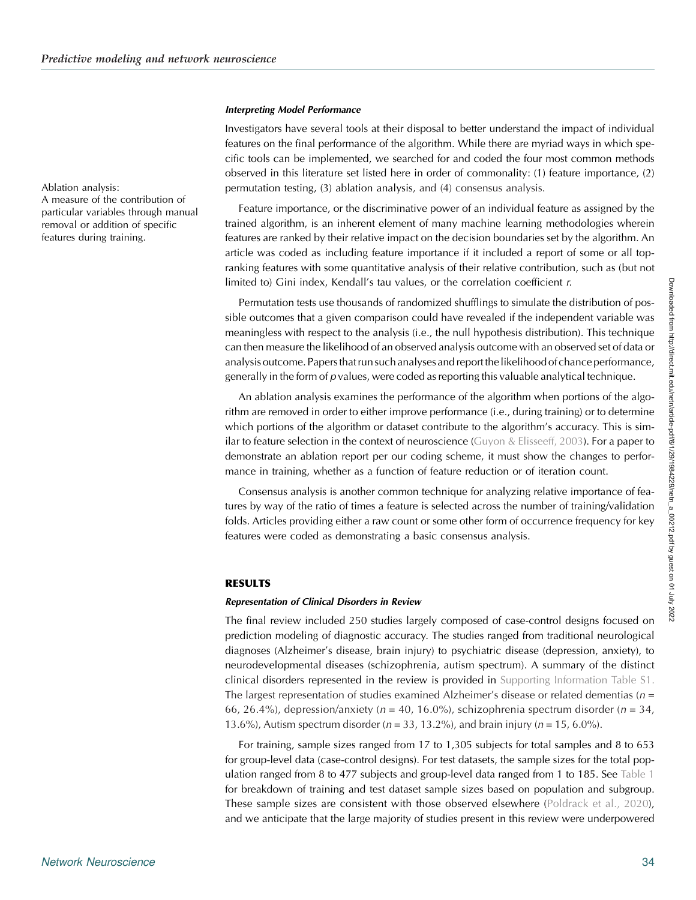#### *Interpreting Model Performance*

Investigators have several tools at their disposal to better understand the impact of individual features on the final performance of the algorithm. While there are myriad ways in which specific tools can be implemented, we searched for and coded the four most common methods observed in this literature set listed here in order of commonality: (1) feature importance, (2) permutation testing, (3) ablation analysis, and (4) consensus analysis.

Ablation analysis:
A measure of the contribution of particular variables through manual removal or addition of specific features during training.

Feature importance, or the discriminative power of an individual feature as assigned by the trained algorithm, is an inherent element of many machine learning methodologies wherein features are ranked by their relative impact on the decision boundaries set by the algorithm. An article was coded as including feature importance if it included a report of some or all top-ranking features with some quantitative analysis of their relative contribution, such as (but not limited to) Gini index, Kendall's tau values, or the correlation coefficient $r$.

Permutation tests use thousands of randomized shufflings to simulate the distribution of possible outcomes that a given comparison could have revealed if the independent variable was meaningless with respect to the analysis (i.e., the null hypothesis distribution). This technique can then measure the likelihood of an observed analysis outcome with an observed set of data or analysis outcome. Papers that run such analyses and report the likelihood of chance performance, generally in the form of $p$ values, were coded as reporting this valuable analytical technique.

An ablation analysis examines the performance of the algorithm when portions of the algorithm are removed in order to either improve performance (i.e., during training) or to determine which portions of the algorithm or dataset contribute to the algorithm's accuracy. This is similar to feature selection in the context of neuroscience (Guyon & Elisseeff, 2003). For a paper to demonstrate an ablation report per our coding scheme, it must show the changes to performance in training, whether as a function of feature reduction or of iteration count.

Consensus analysis is another common technique for analyzing relative importance of features by way of the ratio of times a feature is selected across the number of training/validation folds. Articles providing either a raw count or some other form of occurrence frequency for key features were coded as demonstrating a basic consensus analysis.

## RESULTS

#### *Representation of Clinical Disorders in Review*

The final review included 250 studies largely composed of case-control designs focused on prediction modeling of diagnostic accuracy. The studies ranged from traditional neurological diagnoses (Alzheimer's disease, brain injury) to psychiatric disease (depression, anxiety), to neurodevelopmental diseases (schizophrenia, autism spectrum). A summary of the distinct clinical disorders represented in the review is provided in Supporting Information Table S1. The largest representation of studies examined Alzheimer's disease or related dementias ($n$ = 66, 26.4%), depression/anxiety ($n$ = 40, 16.0%), schizophrenia spectrum disorder ($n$ = 34, 13.6%), Autism spectrum disorder ($n$ = 33, 13.2%), and brain injury ($n$ = 15, 6.0%).

For training, sample sizes ranged from 17 to 1,305 subjects for total samples and 8 to 653 for group-level data (case-control designs). For test datasets, the sample sizes for the total population ranged from 8 to 477 subjects and group-level data ranged from 1 to 185. See Table 1 for breakdown of training and test dataset sample sizes based on population and subgroup. These sample sizes are consistent with those observed elsewhere (Poldrack et al., 2020), and we anticipate that the large majority of studies present in this review were underpowered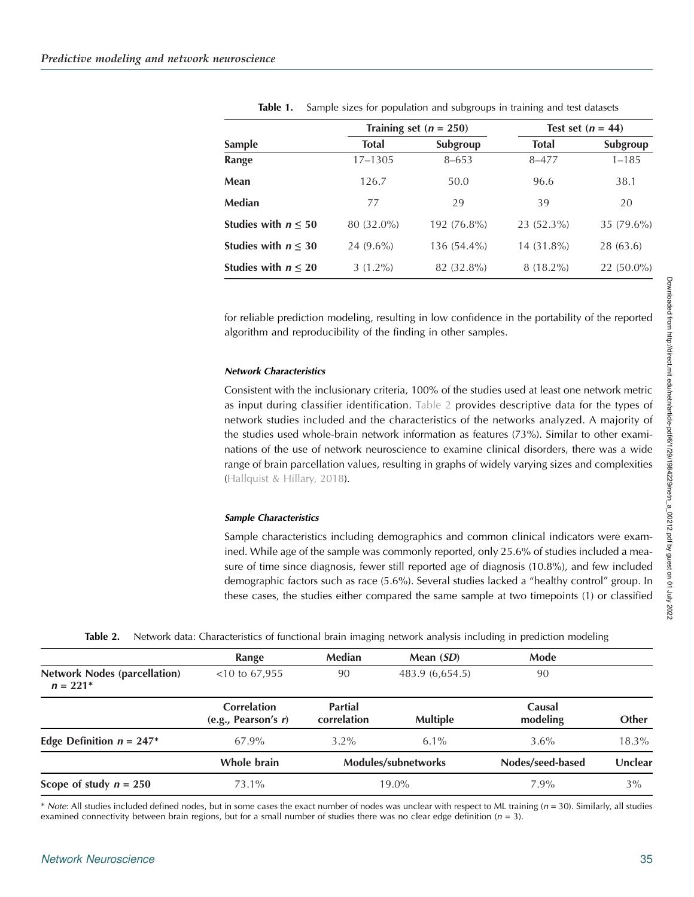**Table 1.** Sample sizes for population and subgroups in training and test datasets

| Sample | Training set ($n$ = 250) | | Test set ($n$ = 44) | |
|---|---|---|---|---|
| | Total | Subgroup | Total | Subgroup |
| **Range** | 17–1305 | 8–653 | 8–477 | 1–185 |
| **Mean** | 126.7 | 50.0 | 96.6 | 38.1 |
| **Median** | 77 | 29 | 39 | 20 |
| **Studies with $n \leq 50$** | 80 (32.0%) | 192 (76.8%) | 23 (52.3%) | 35 (79.6%) |
| **Studies with $n \leq 30$** | 24 (9.6%) | 136 (54.4%) | 14 (31.8%) | 28 (63.6) |
| **Studies with $n \leq 20$** | 3 (1.2%) | 82 (32.8%) | 8 (18.2%) | 22 (50.0%) |

for reliable prediction modeling, resulting in low confidence in the portability of the reported algorithm and reproducibility of the finding in other samples.

#### *Network Characteristics*

Consistent with the inclusionary criteria, 100% of the studies used at least one network metric as input during classifier identification. Table 2 provides descriptive data for the types of network studies included and the characteristics of the networks analyzed. A majority of the studies used whole-brain network information as features (73%). Similar to other examinations of the use of network neuroscience to examine clinical disorders, there was a wide range of brain parcellation values, resulting in graphs of widely varying sizes and complexities (Hallquist & Hillary, 2018).

#### *Sample Characteristics*

Sample characteristics including demographics and common clinical indicators were examined. While age of the sample was commonly reported, only 25.6% of studies included a measure of time since diagnosis, fewer still reported age of diagnosis (10.8%), and few included demographic factors such as race (5.6%). Several studies lacked a "healthy control" group. In these cases, the studies either compared the same sample at two timepoints (1) or classified

**Table 2.** Network data: Characteristics of functional brain imaging network analysis including in prediction modeling

| | Range | Median | Mean (*SD*) | Mode | |
|---|---|---|---|---|---|
| **Network Nodes (parcellation) $n$ = 221*** | <10 to 67,955 | 90 | 483.9 (6,654.5) | 90 | |
| | **Correlation (e.g., Pearson's *r*)** | **Partial correlation** | **Multiple** | **Causal modeling** | **Other** |
| **Edge Definition $n$ = 247*** | 67.9% | 3.2% | 6.1% | 3.6% | 18.3% |
| | **Whole brain** | **Modules/subnetworks** | | **Nodes/seed-based** | **Unclear** |
| **Scope of study $n$ = 250** | 73.1% | 19.0% | | 7.9% | 3% |

\* *Note*: All studies included defined nodes, but in some cases the exact number of nodes was unclear with respect to ML training ($n$ = 30). Similarly, all studies examined connectivity between brain regions, but for a small number of studies there was no clear edge definition ($n$ = 3).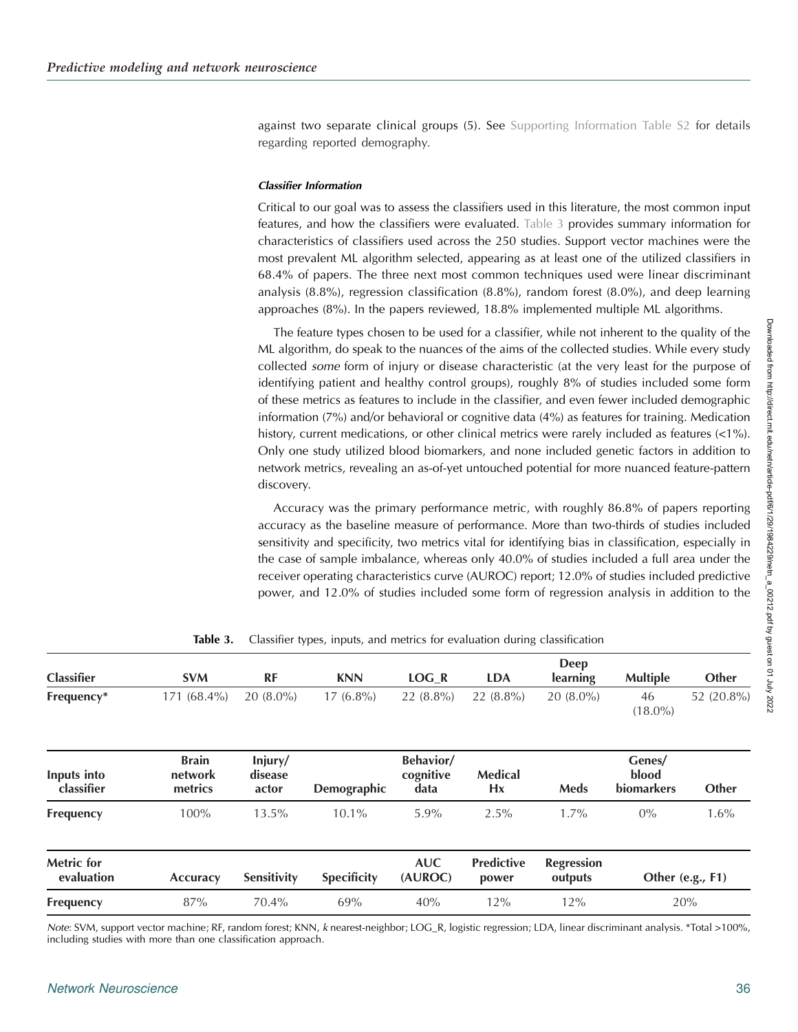against two separate clinical groups (5). See Supporting Information Table S2 for details regarding reported demography.

#### *Classifier Information*

Critical to our goal was to assess the classifiers used in this literature, the most common input features, and how the classifiers were evaluated. Table 3 provides summary information for characteristics of classifiers used across the 250 studies. Support vector machines were the most prevalent ML algorithm selected, appearing as at least one of the utilized classifiers in 68.4% of papers. The three next most common techniques used were linear discriminant analysis (8.8%), regression classification (8.8%), random forest (8.0%), and deep learning approaches (8%). In the papers reviewed, 18.8% implemented multiple ML algorithms.

The feature types chosen to be used for a classifier, while not inherent to the quality of the ML algorithm, do speak to the nuances of the aims of the collected studies. While every study collected *some* form of injury or disease characteristic (at the very least for the purpose of identifying patient and healthy control groups), roughly 8% of studies included some form of these metrics as features to include in the classifier, and even fewer included demographic information (7%) and/or behavioral or cognitive data (4%) as features for training. Medication history, current medications, or other clinical metrics were rarely included as features (<1%). Only one study utilized blood biomarkers, and none included genetic factors in addition to network metrics, revealing an as-of-yet untouched potential for more nuanced feature-pattern discovery.

Accuracy was the primary performance metric, with roughly 86.8% of papers reporting accuracy as the baseline measure of performance. More than two-thirds of studies included sensitivity and specificity, two metrics vital for identifying bias in classification, especially in the case of sample imbalance, whereas only 40.0% of studies included a full area under the receiver operating characteristics curve (AUROC) report; 12.0% of studies included predictive power, and 12.0% of studies included some form of regression analysis in addition to the

**Table 3.** Classifier types, inputs, and metrics for evaluation during classification

| Classifier | SVM | RF | KNN | LOG_R | LDA | Deep learning | Multiple | Other |
|---|---|---|---|---|---|---|---|---|
| Frequency* | 171 (68.4%) | 20 (8.0%) | 17 (6.8%) | 22 (8.8%) | 22 (8.8%) | 20 (8.0%) | 46 (18.0%) | 52 (20.8%) |

| Inputs into classifier | Brain network metrics | Injury/ disease actor | Demographic | Behavior/ cognitive data | Medical Hx | Meds | Genes/ blood biomarkers | Other |
|---|---|---|---|---|---|---|---|---|
| Frequency | 100% | 13.5% | 10.1% | 5.9% | 2.5% | 1.7% | 0% | 1.6% |

| Metric for evaluation | Accuracy | Sensitivity | Specificity | AUC (AUROC) | Predictive power | Regression outputs | Other (e.g., F1) |
|---|---|---|---|---|---|---|---|
| Frequency | 87% | 70.4% | 69% | 40% | 12% | 12% | 20% |

*Note*: SVM, support vector machine; RF, random forest; KNN, *k* nearest-neighbor; LOG_R, logistic regression; LDA, linear discriminant analysis. *Total >100%, including studies with more than one classification approach.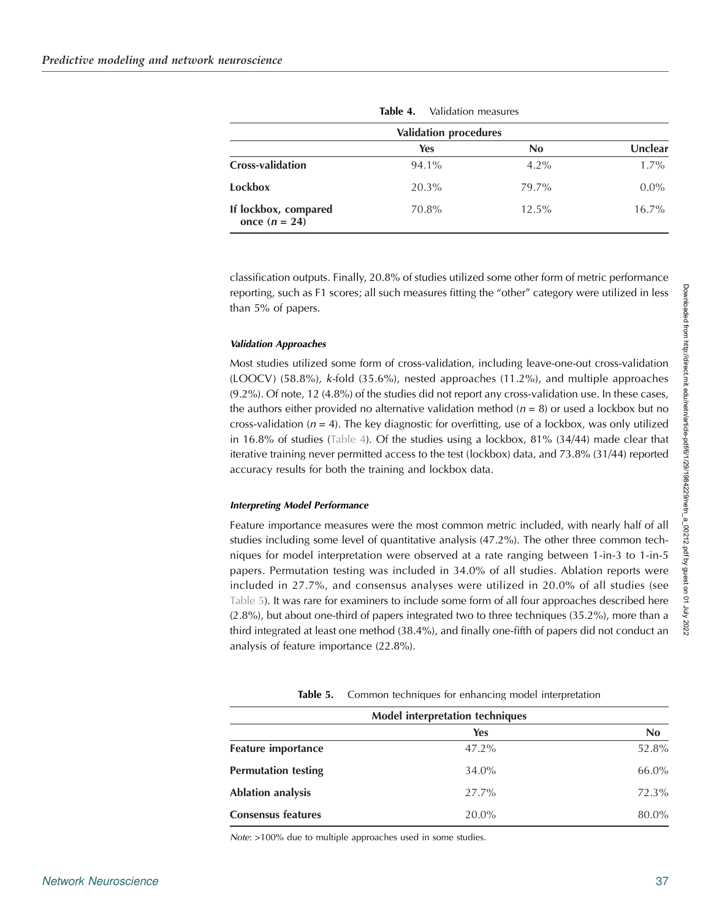**Table 4.** Validation measures

| | Validation procedures | | |
|---|---|---|---|
| | **Yes** | **No** | **Unclear** |
| **Cross-validation** | 94.1% | 4.2% | 1.7% |
| **Lockbox** | 20.3% | 79.7% | 0.0% |
| **If lockbox, compared once ($n$ = 24)** | 70.8% | 12.5% | 16.7% |

classification outputs. Finally, 20.8% of studies utilized some other form of metric performance reporting, such as F1 scores; all such measures fitting the "other" category were utilized in less than 5% of papers.

#### *Validation Approaches*

Most studies utilized some form of cross-validation, including leave-one-out cross-validation (LOOCV) (58.8%), *k*-fold (35.6%), nested approaches (11.2%), and multiple approaches (9.2%). Of note, 12 (4.8%) of the studies did not report any cross-validation use. In these cases, the authors either provided no alternative validation method ($n$ = 8) or used a lockbox but no cross-validation ($n$ = 4). The key diagnostic for overfitting, use of a lockbox, was only utilized in 16.8% of studies (Table 4). Of the studies using a lockbox, 81% (34/44) made clear that iterative training never permitted access to the test (lockbox) data, and 73.8% (31/44) reported accuracy results for both the training and lockbox data.

#### *Interpreting Model Performance*

Feature importance measures were the most common metric included, with nearly half of all studies including some level of quantitative analysis (47.2%). The other three common techniques for model interpretation were observed at a rate ranging between 1-in-3 to 1-in-5 papers. Permutation testing was included in 34.0% of all studies. Ablation reports were included in 27.7%, and consensus analyses were utilized in 20.0% of all studies (see Table 5). It was rare for examiners to include some form of all four approaches described here (2.8%), but about one-third of papers integrated two to three techniques (35.2%), more than a third integrated at least one method (38.4%), and finally one-fifth of papers did not conduct an analysis of feature importance (22.8%).

**Table 5.** Common techniques for enhancing model interpretation

| | Model interpretation techniques | |
|---|---|---|
| | **Yes** | **No** |
| **Feature importance** | 47.2% | 52.8% |
| **Permutation testing** | 34.0% | 66.0% |
| **Ablation analysis** | 27.7% | 72.3% |
| **Consensus features** | 20.0% | 80.0% |

*Note*: >100% due to multiple approaches used in some studies.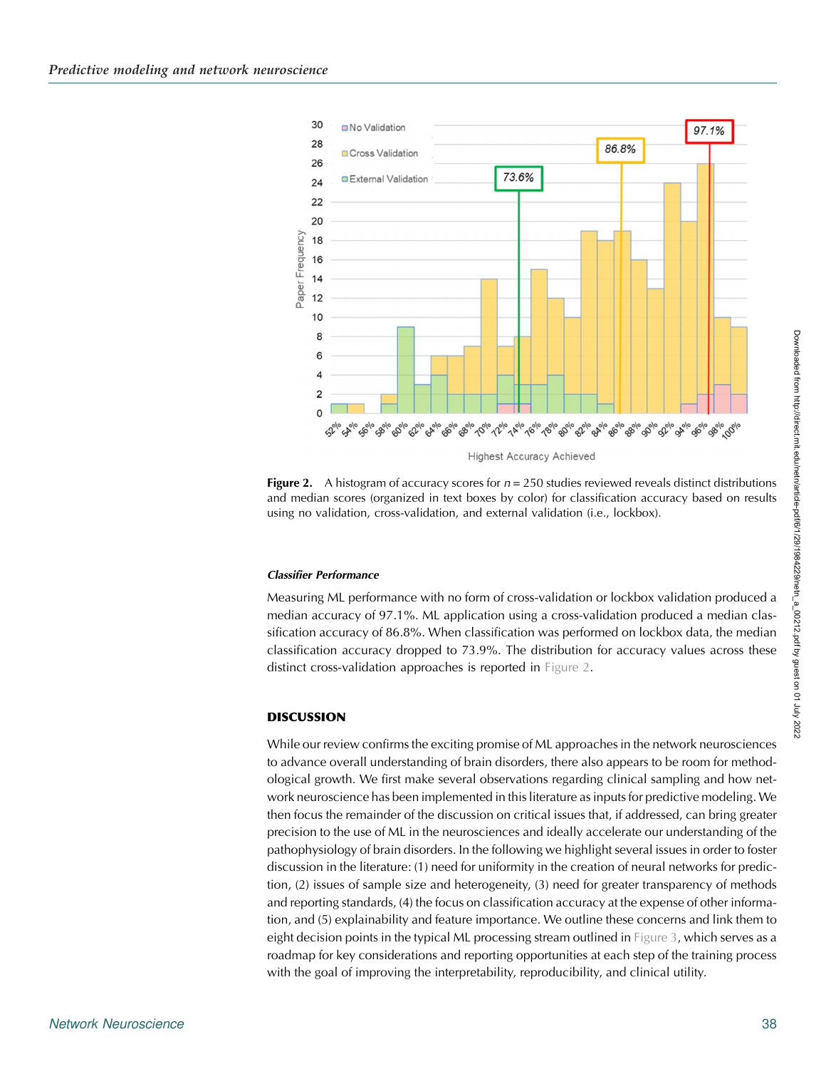**Figure 2.** A histogram of accuracy scores for $n = 250$ studies reviewed reveals distinct distributions and median scores (organized in text boxes by color) for classification accuracy based on results using no validation, cross-validation, and external validation (i.e., lockbox).

#### Classifier Performance

Measuring ML performance with no form of cross-validation or lockbox validation produced a median accuracy of 97.1%. ML application using a cross-validation produced a median classification accuracy of 86.8%. When classification was performed on lockbox data, the median classification accuracy dropped to 73.9%. The distribution for accuracy values across these distinct cross-validation approaches is reported in Figure 2.

## DISCUSSION

While our review confirms the exciting promise of ML approaches in the network neurosciences to advance overall understanding of brain disorders, there also appears to be room for methodological growth. We first make several observations regarding clinical sampling and how network neuroscience has been implemented in this literature as inputs for predictive modeling. We then focus the remainder of the discussion on critical issues that, if addressed, can bring greater precision to the use of ML in the neurosciences and ideally accelerate our understanding of the pathophysiology of brain disorders. In the following we highlight several issues in order to foster discussion in the literature: (1) need for uniformity in the creation of neural networks for prediction, (2) issues of sample size and heterogeneity, (3) need for greater transparency of methods and reporting standards, (4) the focus on classification accuracy at the expense of other information, and (5) explainability and feature importance. We outline these concerns and link them to eight decision points in the typical ML processing stream outlined in Figure 3, which serves as a roadmap for key considerations and reporting opportunities at each step of the training process with the goal of improving the interpretability, reproducibility, and clinical utility.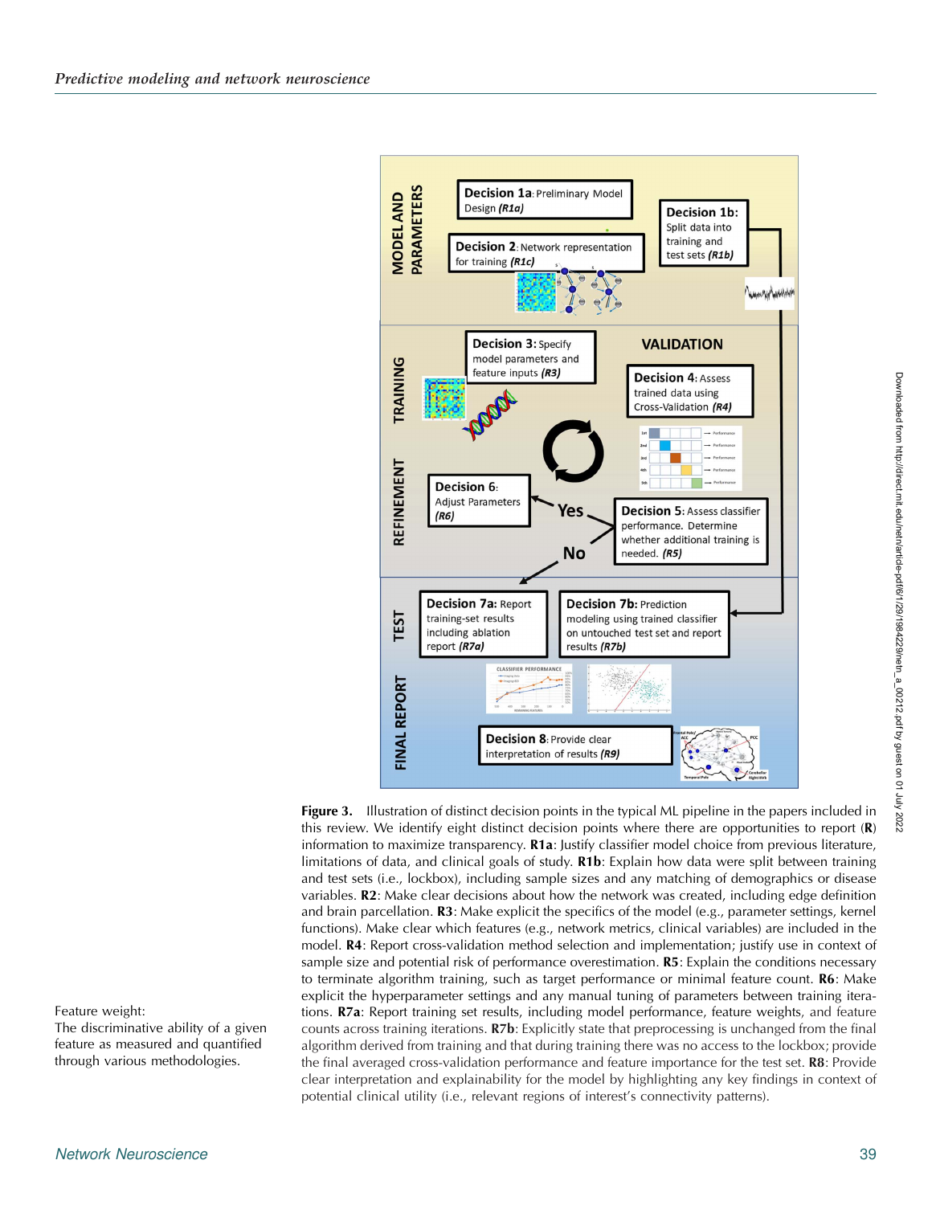Feature weight:
The discriminative ability of a given feature as measured and quantified through various methodologies.

**Figure 3.** Illustration of distinct decision points in the typical ML pipeline in the papers included in this review. We identify eight distinct decision points where there are opportunities to report (**R**) information to maximize transparency. **R1a**: Justify classifier model choice from previous literature, limitations of data, and clinical goals of study. **R1b**: Explain how data were split between training and test sets (i.e., lockbox), including sample sizes and any matching of demographics or disease variables. **R2**: Make clear decisions about how the network was created, including edge definition and brain parcellation. **R3**: Make explicit the specifics of the model (e.g., parameter settings, kernel functions). Make clear which features (e.g., network metrics, clinical variables) are included in the model. **R4**: Report cross-validation method selection and implementation; justify use in context of sample size and potential risk of performance overestimation. **R5**: Explain the conditions necessary to terminate algorithm training, such as target performance or minimal feature count. **R6**: Make explicit the hyperparameter settings and any manual tuning of parameters between training iterations. **R7a**: Report training set results, including model performance, feature weights, and feature counts across training iterations. **R7b**: Explicitly state that preprocessing is unchanged from the final algorithm derived from training and that during training there was no access to the lockbox; provide the final averaged cross-validation performance and feature importance for the test set. **R8**: Provide clear interpretation and explainability for the model by highlighting any key findings in context of potential clinical utility (i.e., relevant regions of interest's connectivity patterns).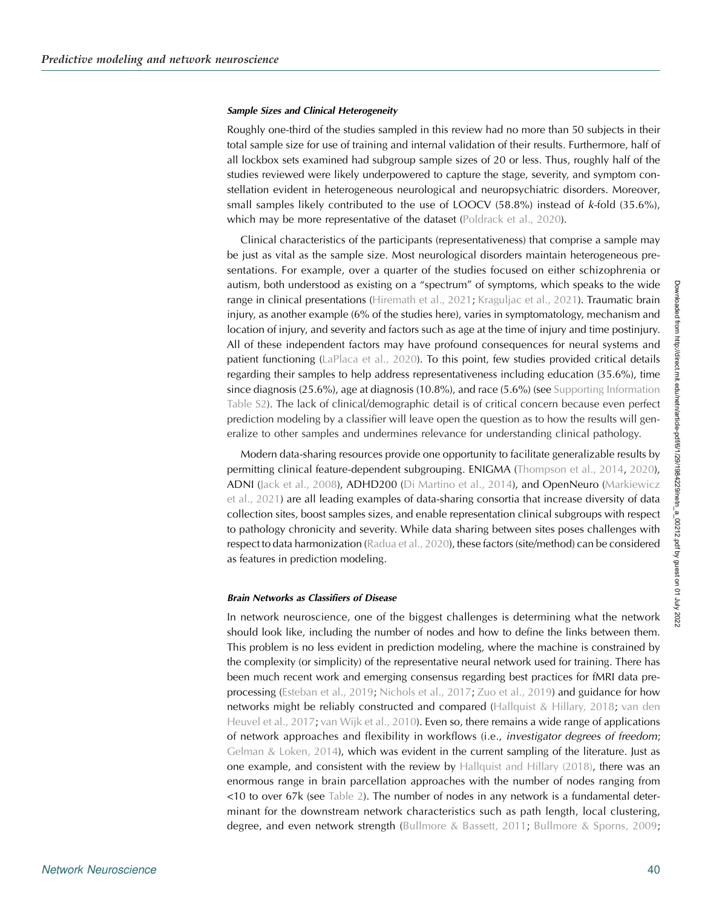### Sample Sizes and Clinical Heterogeneity

Roughly one-third of the studies sampled in this review had no more than 50 subjects in their total sample size for use of training and internal validation of their results. Furthermore, half of all lockbox sets examined had subgroup sample sizes of 20 or less. Thus, roughly half of the studies reviewed were likely underpowered to capture the stage, severity, and symptom constellation evident in heterogeneous neurological and neuropsychiatric disorders. Moreover, small samples likely contributed to the use of LOOCV (58.8%) instead of *k*-fold (35.6%), which may be more representative of the dataset (Poldrack et al., 2020).

Clinical characteristics of the participants (representativeness) that comprise a sample may be just as vital as the sample size. Most neurological disorders maintain heterogeneous presentations. For example, over a quarter of the studies focused on either schizophrenia or autism, both understood as existing on a "spectrum" of symptoms, which speaks to the wide range in clinical presentations (Hiremath et al., 2021; Kraguljac et al., 2021). Traumatic brain injury, as another example (6% of the studies here), varies in symptomatology, mechanism and location of injury, and severity and factors such as age at the time of injury and time postinjury. All of these independent factors may have profound consequences for neural systems and patient functioning (LaPlaca et al., 2020). To this point, few studies provided critical details regarding their samples to help address representativeness including education (35.6%), time since diagnosis (25.6%), age at diagnosis (10.8%), and race (5.6%) (see Supporting Information Table S2). The lack of clinical/demographic detail is of critical concern because even perfect prediction modeling by a classifier will leave open the question as to how the results will generalize to other samples and undermines relevance for understanding clinical pathology.

Modern data-sharing resources provide one opportunity to facilitate generalizable results by permitting clinical feature-dependent subgrouping. ENIGMA (Thompson et al., 2014, 2020), ADNI (Jack et al., 2008), ADHD200 (Di Martino et al., 2014), and OpenNeuro (Markiewicz et al., 2021) are all leading examples of data-sharing consortia that increase diversity of data collection sites, boost samples sizes, and enable representation clinical subgroups with respect to pathology chronicity and severity. While data sharing between sites poses challenges with respect to data harmonization (Radua et al., 2020), these factors (site/method) can be considered as features in prediction modeling.

### Brain Networks as Classifiers of Disease

In network neuroscience, one of the biggest challenges is determining what the network should look like, including the number of nodes and how to define the links between them. This problem is no less evident in prediction modeling, where the machine is constrained by the complexity (or simplicity) of the representative neural network used for training. There has been much recent work and emerging consensus regarding best practices for fMRI data preprocessing (Esteban et al., 2019; Nichols et al., 2017; Zuo et al., 2019) and guidance for how networks might be reliably constructed and compared (Hallquist & Hillary, 2018; van den Heuvel et al., 2017; van Wijk et al., 2010). Even so, there remains a wide range of applications of network approaches and flexibility in workflows (i.e., *investigator degrees of freedom*; Gelman & Loken, 2014), which was evident in the current sampling of the literature. Just as one example, and consistent with the review by Hallquist and Hillary (2018), there was an enormous range in brain parcellation approaches with the number of nodes ranging from <10 to over 67k (see Table 2). The number of nodes in any network is a fundamental determinant for the downstream network characteristics such as path length, local clustering, degree, and even network strength (Bullmore & Bassett, 2011; Bullmore & Sporns, 2009;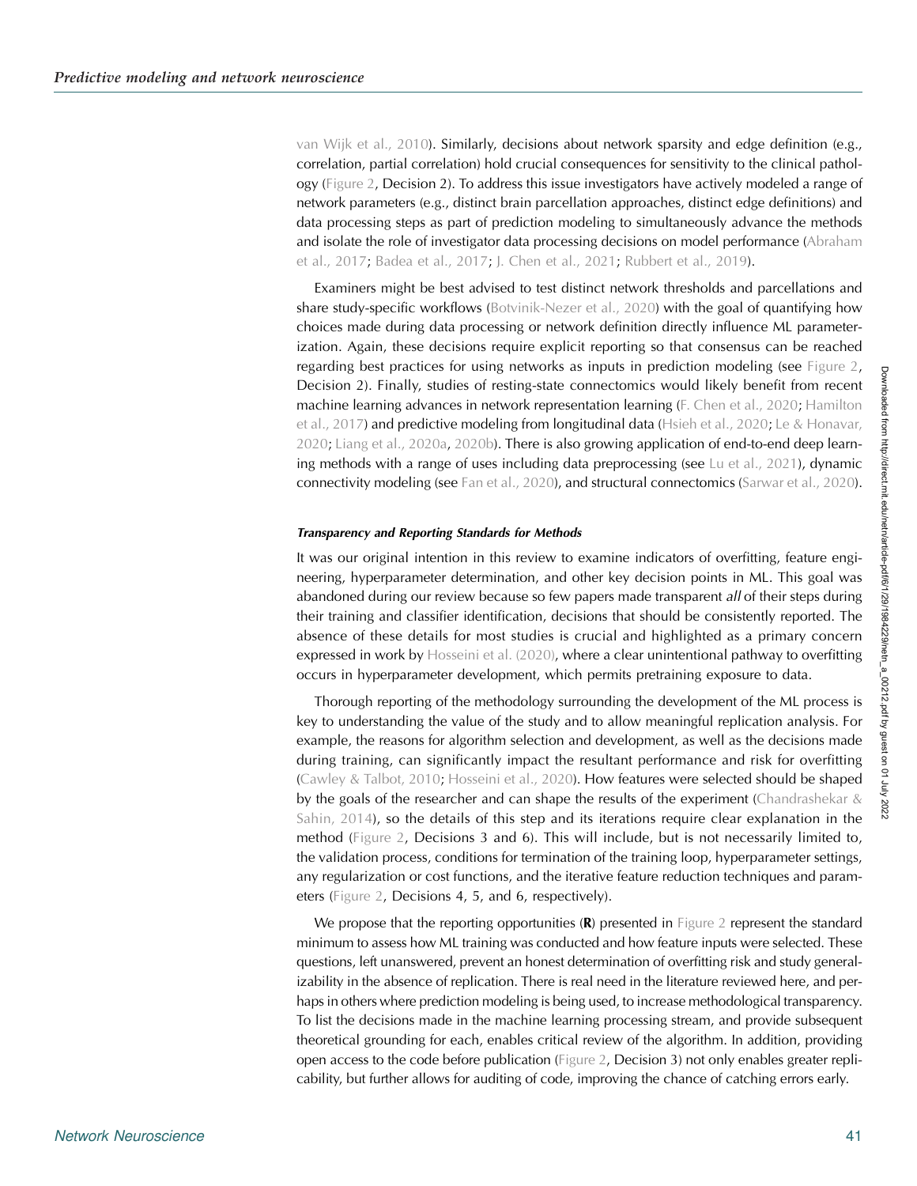van Wijk et al., 2010). Similarly, decisions about network sparsity and edge definition (e.g., correlation, partial correlation) hold crucial consequences for sensitivity to the clinical pathology (Figure 2, Decision 2). To address this issue investigators have actively modeled a range of network parameters (e.g., distinct brain parcellation approaches, distinct edge definitions) and data processing steps as part of prediction modeling to simultaneously advance the methods and isolate the role of investigator data processing decisions on model performance (Abraham et al., 2017; Badea et al., 2017; J. Chen et al., 2021; Rubbert et al., 2019).

Examiners might be best advised to test distinct network thresholds and parcellations and share study-specific workflows (Botvinik-Nezer et al., 2020) with the goal of quantifying how choices made during data processing or network definition directly influence ML parameterization. Again, these decisions require explicit reporting so that consensus can be reached regarding best practices for using networks as inputs in prediction modeling (see Figure 2, Decision 2). Finally, studies of resting-state connectomics would likely benefit from recent machine learning advances in network representation learning (F. Chen et al., 2020; Hamilton et al., 2017) and predictive modeling from longitudinal data (Hsieh et al., 2020; Le & Honavar, 2020; Liang et al., 2020a, 2020b). There is also growing application of end-to-end deep learning methods with a range of uses including data preprocessing (see Lu et al., 2021), dynamic connectivity modeling (see Fan et al., 2020), and structural connectomics (Sarwar et al., 2020).

#### *Transparency and Reporting Standards for Methods*

It was our original intention in this review to examine indicators of overfitting, feature engineering, hyperparameter determination, and other key decision points in ML. This goal was abandoned during our review because so few papers made transparent *all* of their steps during their training and classifier identification, decisions that should be consistently reported. The absence of these details for most studies is crucial and highlighted as a primary concern expressed in work by Hosseini et al. (2020), where a clear unintentional pathway to overfitting occurs in hyperparameter development, which permits pretraining exposure to data.

Thorough reporting of the methodology surrounding the development of the ML process is key to understanding the value of the study and to allow meaningful replication analysis. For example, the reasons for algorithm selection and development, as well as the decisions made during training, can significantly impact the resultant performance and risk for overfitting (Cawley & Talbot, 2010; Hosseini et al., 2020). How features were selected should be shaped by the goals of the researcher and can shape the results of the experiment (Chandrashekar & Sahin, 2014), so the details of this step and its iterations require clear explanation in the method (Figure 2, Decisions 3 and 6). This will include, but is not necessarily limited to, the validation process, conditions for termination of the training loop, hyperparameter settings, any regularization or cost functions, and the iterative feature reduction techniques and parameters (Figure 2, Decisions 4, 5, and 6, respectively).

We propose that the reporting opportunities (**R**) presented in Figure 2 represent the standard minimum to assess how ML training was conducted and how feature inputs were selected. These questions, left unanswered, prevent an honest determination of overfitting risk and study generalizability in the absence of replication. There is real need in the literature reviewed here, and perhaps in others where prediction modeling is being used, to increase methodological transparency. To list the decisions made in the machine learning processing stream, and provide subsequent theoretical grounding for each, enables critical review of the algorithm. In addition, providing open access to the code before publication (Figure 2, Decision 3) not only enables greater replicability, but further allows for auditing of code, improving the chance of catching errors early.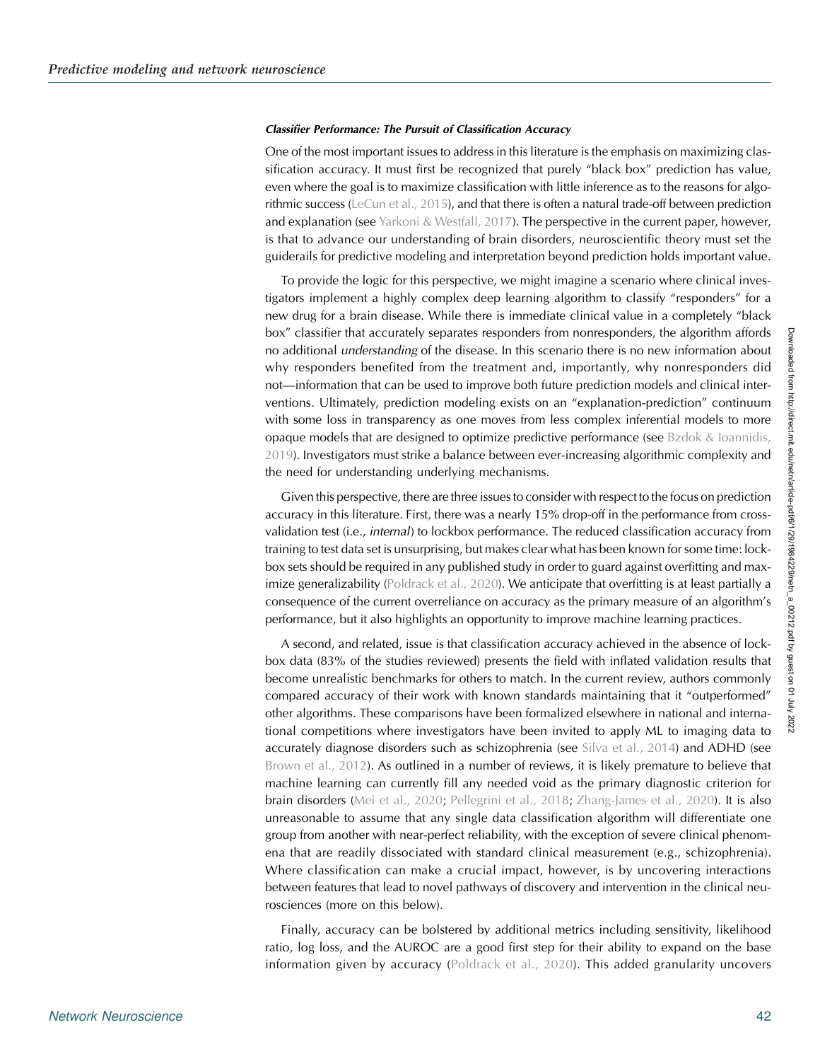#### *Classifier Performance: The Pursuit of Classification Accuracy*

One of the most important issues to address in this literature is the emphasis on maximizing classification accuracy. It must first be recognized that purely "black box" prediction has value, even where the goal is to maximize classification with little inference as to the reasons for algorithmic success (LeCun et al., 2015), and that there is often a natural trade-off between prediction and explanation (see Yarkoni & Westfall, 2017). The perspective in the current paper, however, is that to advance our understanding of brain disorders, neuroscientific theory must set the guiderails for predictive modeling and interpretation beyond prediction holds important value.

To provide the logic for this perspective, we might imagine a scenario where clinical investigators implement a highly complex deep learning algorithm to classify "responders" for a new drug for a brain disease. While there is immediate clinical value in a completely "black box" classifier that accurately separates responders from nonresponders, the algorithm affords no additional *understanding* of the disease. In this scenario there is no new information about why responders benefited from the treatment and, importantly, why nonresponders did not—information that can be used to improve both future prediction models and clinical interventions. Ultimately, prediction modeling exists on an "explanation-prediction" continuum with some loss in transparency as one moves from less complex inferential models to more opaque models that are designed to optimize predictive performance (see Bzdok & Ioannidis, 2019). Investigators must strike a balance between ever-increasing algorithmic complexity and the need for understanding underlying mechanisms.

Given this perspective, there are three issues to consider with respect to the focus on prediction accuracy in this literature. First, there was a nearly 15% drop-off in the performance from cross-validation test (i.e., *internal*) to lockbox performance. The reduced classification accuracy from training to test data set is unsurprising, but makes clear what has been known for some time: lockbox sets should be required in any published study in order to guard against overfitting and maximize generalizability (Poldrack et al., 2020). We anticipate that overfitting is at least partially a consequence of the current overreliance on accuracy as the primary measure of an algorithm's performance, but it also highlights an opportunity to improve machine learning practices.

A second, and related, issue is that classification accuracy achieved in the absence of lockbox data (83% of the studies reviewed) presents the field with inflated validation results that become unrealistic benchmarks for others to match. In the current review, authors commonly compared accuracy of their work with known standards maintaining that it "outperformed" other algorithms. These comparisons have been formalized elsewhere in national and international competitions where investigators have been invited to apply ML to imaging data to accurately diagnose disorders such as schizophrenia (see Silva et al., 2014) and ADHD (see Brown et al., 2012). As outlined in a number of reviews, it is likely premature to believe that machine learning can currently fill any needed void as the primary diagnostic criterion for brain disorders (Mei et al., 2020; Pellegrini et al., 2018; Zhang-James et al., 2020). It is also unreasonable to assume that any single data classification algorithm will differentiate one group from another with near-perfect reliability, with the exception of severe clinical phenomena that are readily dissociated with standard clinical measurement (e.g., schizophrenia). Where classification can make a crucial impact, however, is by uncovering interactions between features that lead to novel pathways of discovery and intervention in the clinical neurosciences (more on this below).

Finally, accuracy can be bolstered by additional metrics including sensitivity, likelihood ratio, log loss, and the AUROC are a good first step for their ability to expand on the base information given by accuracy (Poldrack et al., 2020). This added granularity uncovers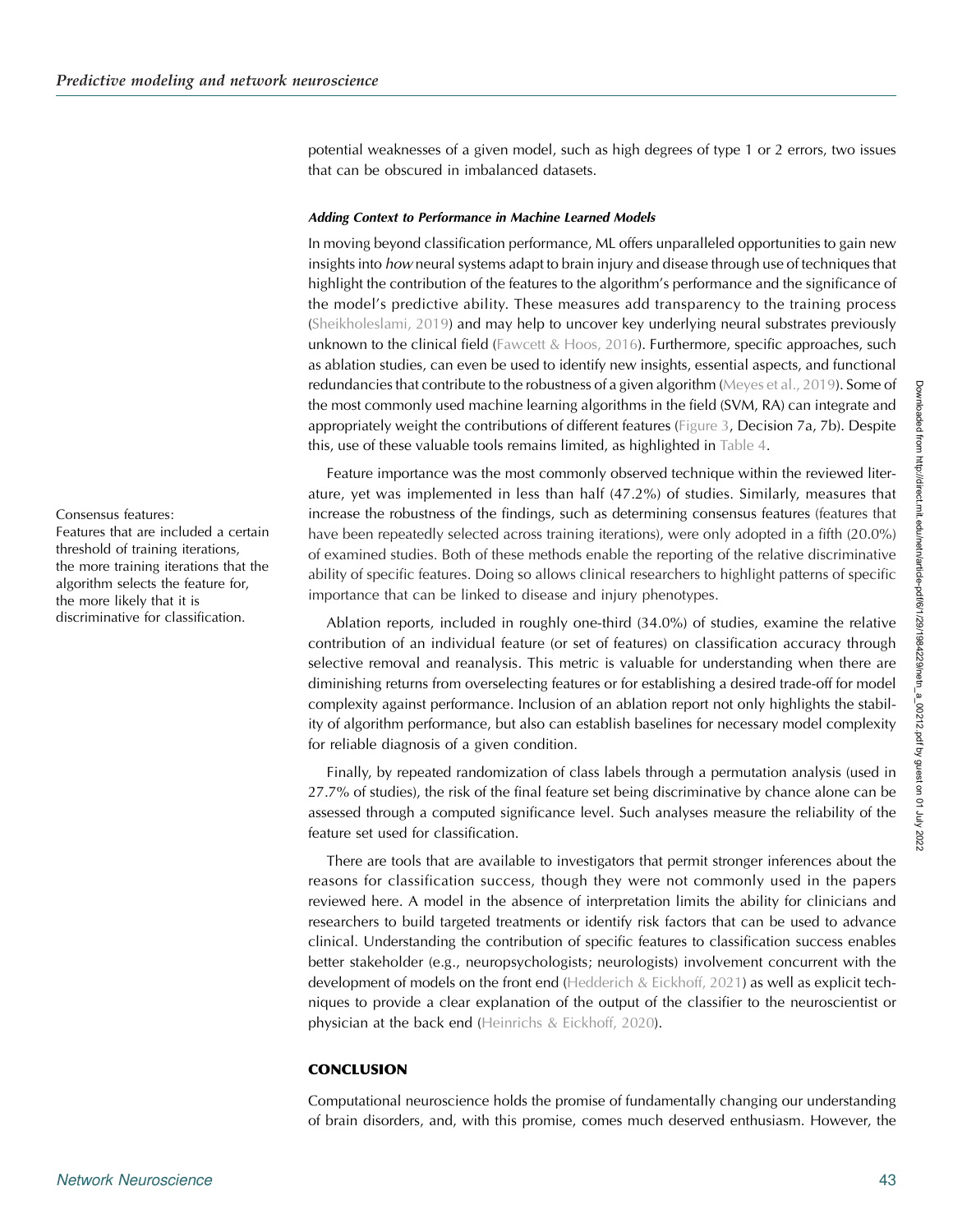potential weaknesses of a given model, such as high degrees of type 1 or 2 errors, two issues that can be obscured in imbalanced datasets.

#### *Adding Context to Performance in Machine Learned Models*

In moving beyond classification performance, ML offers unparalleled opportunities to gain new insights into *how* neural systems adapt to brain injury and disease through use of techniques that highlight the contribution of the features to the algorithm's performance and the significance of the model's predictive ability. These measures add transparency to the training process (Sheikholeslami, 2019) and may help to uncover key underlying neural substrates previously unknown to the clinical field (Fawcett & Hoos, 2016). Furthermore, specific approaches, such as ablation studies, can even be used to identify new insights, essential aspects, and functional redundancies that contribute to the robustness of a given algorithm (Meyes et al., 2019). Some of the most commonly used machine learning algorithms in the field (SVM, RA) can integrate and appropriately weight the contributions of different features (Figure 3, Decision 7a, 7b). Despite this, use of these valuable tools remains limited, as highlighted in Table 4.

Feature importance was the most commonly observed technique within the reviewed literature, yet was implemented in less than half (47.2%) of studies. Similarly, measures that increase the robustness of the findings, such as determining consensus features (features that have been repeatedly selected across training iterations), were only adopted in a fifth (20.0%) of examined studies. Both of these methods enable the reporting of the relative discriminative ability of specific features. Doing so allows clinical researchers to highlight patterns of specific importance that can be linked to disease and injury phenotypes.

Consensus features:
Features that are included a certain threshold of training iterations, the more training iterations that the algorithm selects the feature for, the more likely that it is discriminative for classification.

Ablation reports, included in roughly one-third (34.0%) of studies, examine the relative contribution of an individual feature (or set of features) on classification accuracy through selective removal and reanalysis. This metric is valuable for understanding when there are diminishing returns from overselecting features or for establishing a desired trade-off for model complexity against performance. Inclusion of an ablation report not only highlights the stability of algorithm performance, but also can establish baselines for necessary model complexity for reliable diagnosis of a given condition.

Finally, by repeated randomization of class labels through a permutation analysis (used in 27.7% of studies), the risk of the final feature set being discriminative by chance alone can be assessed through a computed significance level. Such analyses measure the reliability of the feature set used for classification.

There are tools that are available to investigators that permit stronger inferences about the reasons for classification success, though they were not commonly used in the papers reviewed here. A model in the absence of interpretation limits the ability for clinicians and researchers to build targeted treatments or identify risk factors that can be used to advance clinical. Understanding the contribution of specific features to classification success enables better stakeholder (e.g., neuropsychologists; neurologists) involvement concurrent with the development of models on the front end (Hedderich & Eickhoff, 2021) as well as explicit techniques to provide a clear explanation of the output of the classifier to the neuroscientist or physician at the back end (Heinrichs & Eickhoff, 2020).

## CONCLUSION

Computational neuroscience holds the promise of fundamentally changing our understanding of brain disorders, and, with this promise, comes much deserved enthusiasm. However, the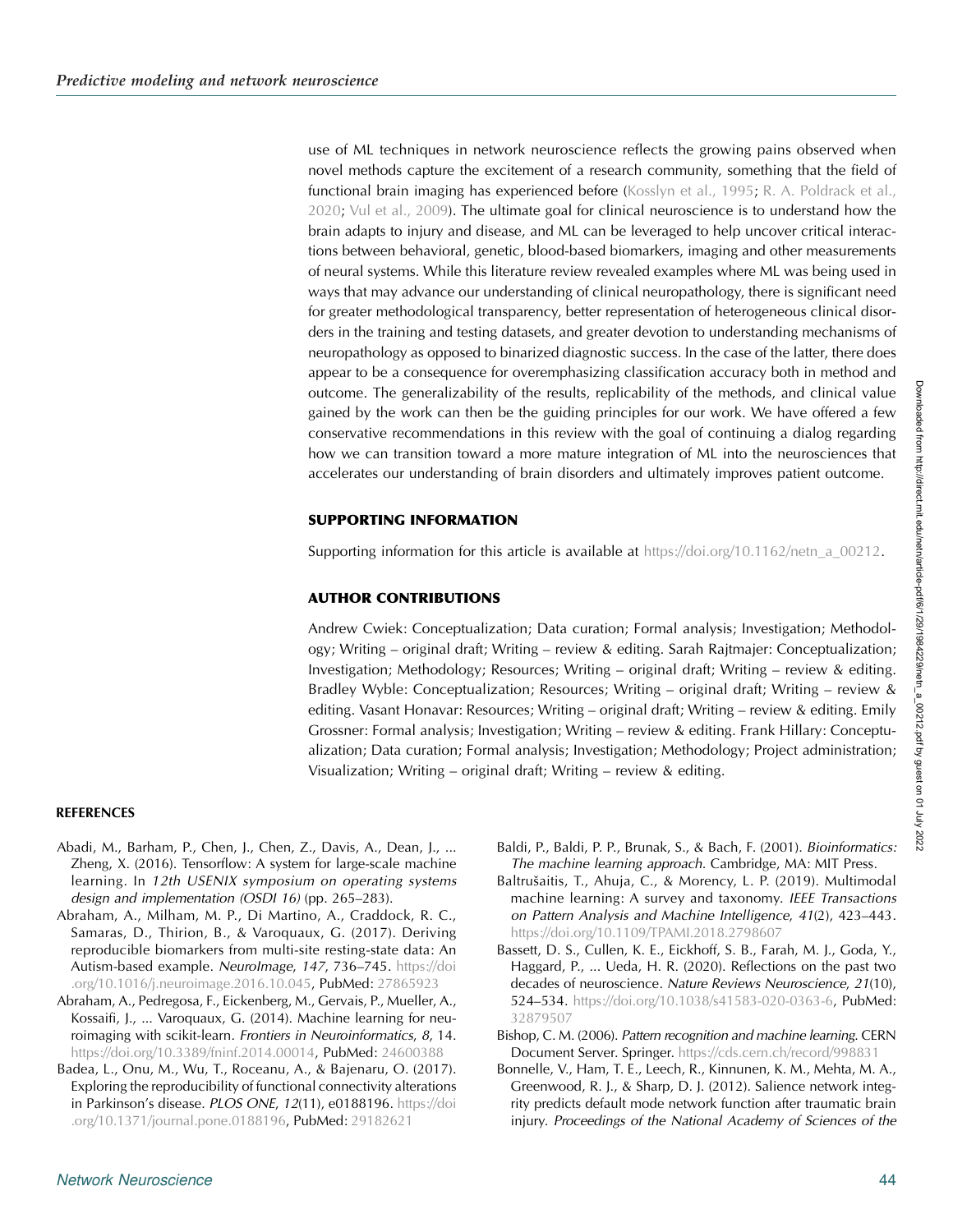use of ML techniques in network neuroscience reflects the growing pains observed when novel methods capture the excitement of a research community, something that the field of functional brain imaging has experienced before (Kosslyn et al., 1995; R. A. Poldrack et al., 2020; Vul et al., 2009). The ultimate goal for clinical neuroscience is to understand how the brain adapts to injury and disease, and ML can be leveraged to help uncover critical interactions between behavioral, genetic, blood-based biomarkers, imaging and other measurements of neural systems. While this literature review revealed examples where ML was being used in ways that may advance our understanding of clinical neuropathology, there is significant need for greater methodological transparency, better representation of heterogeneous clinical disorders in the training and testing datasets, and greater devotion to understanding mechanisms of neuropathology as opposed to binarized diagnostic success. In the case of the latter, there does appear to be a consequence for overemphasizing classification accuracy both in method and outcome. The generalizability of the results, replicability of the methods, and clinical value gained by the work can then be the guiding principles for our work. We have offered a few conservative recommendations in this review with the goal of continuing a dialog regarding how we can transition toward a more mature integration of ML into the neurosciences that accelerates our understanding of brain disorders and ultimately improves patient outcome.

## SUPPORTING INFORMATION

Supporting information for this article is available at https://doi.org/10.1162/netn_a_00212.

## AUTHOR CONTRIBUTIONS

Andrew Cwiek: Conceptualization; Data curation; Formal analysis; Investigation; Methodology; Writing – original draft; Writing – review & editing. Sarah Rajtmajer: Conceptualization; Investigation; Methodology; Resources; Writing – original draft; Writing – review & editing. Bradley Wyble: Conceptualization; Resources; Writing – original draft; Writing – review & editing. Vasant Honavar: Resources; Writing – original draft; Writing – review & editing. Emily Grossner: Formal analysis; Investigation; Writing – review & editing. Frank Hillary: Conceptualization; Data curation; Formal analysis; Investigation; Methodology; Project administration; Visualization; Writing – original draft; Writing – review & editing.

## REFERENCES

Abadi, M., Barham, P., Chen, J., Chen, Z., Davis, A., Dean, J., ... Zheng, X. (2016). Tensorflow: A system for large-scale machine learning. In *12th USENIX symposium on operating systems design and implementation (OSDI 16)* (pp. 265–283).

Abraham, A., Milham, M. P., Di Martino, A., Craddock, R. C., Samaras, D., Thirion, B., & Varoquaux, G. (2017). Deriving reproducible biomarkers from multi-site resting-state data: An Autism-based example. *NeuroImage*, *147*, 736–745. https://doi.org/10.1016/j.neuroimage.2016.10.045, PubMed: 27865923

Abraham, A., Pedregosa, F., Eickenberg, M., Gervais, P., Mueller, A., Kossaifi, J., ... Varoquaux, G. (2014). Machine learning for neuroimaging with scikit-learn. *Frontiers in Neuroinformatics*, *8*, 14. https://doi.org/10.3389/fninf.2014.00014, PubMed: 24600388

Badea, L., Onu, M., Wu, T., Roceanu, A., & Bajenaru, O. (2017). Exploring the reproducibility of functional connectivity alterations in Parkinson's disease. *PLOS ONE*, *12*(11), e0188196. https://doi.org/10.1371/journal.pone.0188196, PubMed: 29182621

Baldi, P., Baldi, P. P., Brunak, S., & Bach, F. (2001). *Bioinformatics: The machine learning approach*. Cambridge, MA: MIT Press.

Baltrušaitis, T., Ahuja, C., & Morency, L. P. (2019). Multimodal machine learning: A survey and taxonomy. *IEEE Transactions on Pattern Analysis and Machine Intelligence*, *41*(2), 423–443. https://doi.org/10.1109/TPAMI.2018.2798607

Bassett, D. S., Cullen, K. E., Eickhoff, S. B., Farah, M. J., Goda, Y., Haggard, P., ... Ueda, H. R. (2020). Reflections on the past two decades of neuroscience. *Nature Reviews Neuroscience*, *21*(10), 524–534. https://doi.org/10.1038/s41583-020-0363-6, PubMed: 32879507

Bishop, C. M. (2006). *Pattern recognition and machine learning*. CERN Document Server. Springer. https://cds.cern.ch/record/998831

Bonnelle, V., Ham, T. E., Leech, R., Kinnunen, K. M., Mehta, M. A., Greenwood, R. J., & Sharp, D. J. (2012). Salience network integrity predicts default mode network function after traumatic brain injury. *Proceedings of the National Academy of Sciences of the*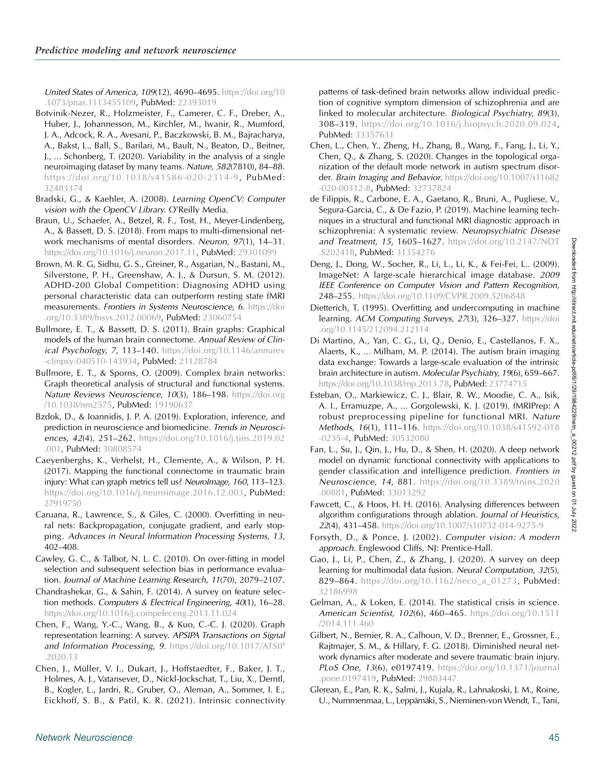*United States of America*, *109*(12), 4690–4695. https://doi.org/10.1073/pnas.1113455109, PubMed: 22393019

Botvinik-Nezer, R., Holzmeister, F., Camerer, C. F., Dreber, A., Huber, J., Johannesson, M., Kirchler, M., Iwanir, R., Mumford, J. A., Adcock, R. A., Avesani, P., Baczkowski, B. M., Bajracharya, A., Bakst, L., Ball, S., Barilari, M., Bault, N., Beaton, D., Beitner, J., ... Schonberg, T. (2020). Variability in the analysis of a single neuroimaging dataset by many teams. *Nature*, *582*(7810), 84–88. https://doi.org/10.1038/s41586-020-2314-9, PubMed: 32483374

Bradski, G., & Kaehler, A. (2008). *Learning OpenCV: Computer vision with the OpenCV Library*. O'Reilly Media.

Braun, U., Schaefer, A., Betzel, R. F., Tost, H., Meyer-Lindenberg, A., & Bassett, D. S. (2018). From maps to multi-dimensional network mechanisms of mental disorders. *Neuron*, *97*(1), 14–31. https://doi.org/10.1016/j.neuron.2017.11, PubMed: 29301099

Brown, M. R. G, Sidhu, G. S., Greiner, R., Asgarian, N., Bastani, M., Silverstone, P. H., Greenshaw, A. J., & Dursun, S. M. (2012). ADHD-200 Global Competition: Diagnosing ADHD using personal characteristic data can outperform resting state fMRI measurements. *Frontiers in Systems Neuroscience*, *6*. https://doi.org/10.3389/fnsys.2012.00069, PubMed: 23060754

Bullmore, E. T., & Bassett, D. S. (2011). Brain graphs: Graphical models of the human brain connectome. *Annual Review of Clinical Psychology*, *7*, 113–140. https://doi.org/10.1146/annurev-clinpsy-040510-143934, PubMed: 21128784

Bullmore, E. T., & Sporns, O. (2009). Complex brain networks: Graph theoretical analysis of structural and functional systems. *Nature Reviews Neuroscience*, *10*(3), 186–198. https://doi.org/10.1038/nrn2575, PubMed: 19190637

Bzdok, D., & Ioannidis, J. P. A. (2019). Exploration, inference, and prediction in neuroscience and biomedicine. *Trends in Neurosciences*, *42*(4), 251–262. https://doi.org/10.1016/j.tins.2019.02.001, PubMed: 30808574

Caeyenberghs, K., Verhelst, H., Clemente, A., & Wilson, P. H. (2017). Mapping the functional connectome in traumatic brain injury: What can graph metrics tell us? *NeuroImage*, *160*, 113–123. https://doi.org/10.1016/j.neuroimage.2016.12.003, PubMed: 27919750

Caruana, R., Lawrence, S., & Giles, C. (2000). Overfitting in neural nets: Backpropagation, conjugate gradient, and early stopping. *Advances in Neural Information Processing Systems*, *13*, 402–408.

Cawley, G. C., & Talbot, N. L. C. (2010). On over-fitting in model selection and subsequent selection bias in performance evaluation. *Journal of Machine Learning Research*, *11*(70), 2079–2107.

Chandrashekar, G., & Sahin, F. (2014). A survey on feature selection methods. *Computers & Electrical Engineering*, *40*(1), 16–28. https://doi.org/10.1016/j.compeleceng.2013.11.024

Chen, F., Wang, Y.-C., Wang, B., & Kuo, C.-C. J. (2020). Graph representation learning: A survey. *APSIPA Transactions on Signal and Information Processing*, *9*. https://doi.org/10.1017/ATSIP.2020.13

Chen, J., Müller, V. I., Dukart, J., Hoffstaedter, F., Baker, J. T., Holmes, A. J., Vatansever, D., Nickl-Jockschat, T., Liu, X., Derntl, B., Kogler, L., Jardri, R., Gruber, O., Aleman, A., Sommer, I. E., Eickhoff, S. B., & Patil, K. R. (2021). Intrinsic connectivity patterns of task-defined brain networks allow individual prediction of cognitive symptom dimension of schizophrenia and are linked to molecular architecture. *Biological Psychiatry*, *89*(3), 308–319. https://doi.org/10.1016/j.biopsych.2020.09.024, PubMed: 33357631

Chen, L., Chen, Y., Zheng, H., Zhang, B., Wang, F., Fang, J., Li, Y., Chen, Q., & Zhang, S. (2020). Changes in the topological organization of the default mode network in autism spectrum disorder. *Brain Imaging and Behavior*. https://doi.org/10.1007/s11682-020-00312-8, PubMed: 32737824

de Filippis, R., Carbone, E. A., Gaetano, R., Bruni, A., Pugliese, V., Segura-Garcia, C., & De Fazio, P. (2019). Machine learning techniques in a structural and functional MRI diagnostic approach in schizophrenia: A systematic review. *Neuropsychiatric Disease and Treatment*, *15*, 1605–1627. https://doi.org/10.2147/NDT.S202418, PubMed: 31354276

Deng, J., Dong, W., Socher, R., Li, L., Li, K., & Fei-Fei, L.. (2009). ImageNet: A large-scale hierarchical image database. *2009 IEEE Conference on Computer Vision and Pattern Recognition*, 248–255. https://doi.org/10.1109/CVPR.2009.5206848

Dietterich, T. (1995). Overfitting and undercomputing in machine learning. *ACM Computing Surveys*, *27*(3), 326–327. https://doi.org/10.1145/212094.212114

Di Martino, A., Yan, C. G., Li, Q., Denio, E., Castellanos, F. X., Alaerts, K., ... Milham, M. P. (2014). The autism brain imaging data exchange: Towards a large-scale evaluation of the intrinsic brain architecture in autism. *Molecular Psychiatry*, *19*(6), 659–667. https://doi.org/10.1038/mp.2013.78, PubMed: 23774715

Esteban, O., Markiewicz, C. J., Blair, R. W., Moodie, C. A., Isik, A. I., Erramuzpe, A., ... Gorgolewski, K. J. (2019). fMRIPrep: A robust preprocessing pipeline for functional MRI. *Nature Methods*, *16*(1), 111–116. https://doi.org/10.1038/s41592-018-0235-4, PubMed: 30532080

Fan, L., Su, J., Qin, J., Hu, D., & Shen, H. (2020). A deep network model on dynamic functional connectivity with applications to gender classification and intelligence prediction. *Frontiers in Neuroscience*, *14*, 881. https://doi.org/10.3389/fnins.2020.00881, PubMed: 33013292

Fawcett, C., & Hoos, H. H. (2016). Analysing differences between algorithm configurations through ablation. *Journal of Heuristics*, *22*(4), 431–458. https://doi.org/10.1007/s10732-014-9275-9

Forsyth, D., & Ponce, J. (2002). *Computer vision: A modern approach*. Englewood Cliffs, NJ: Prentice-Hall.

Gao, J., Li, P., Chen, Z., & Zhang, J. (2020). A survey on deep learning for multimodal data fusion. *Neural Computation*, *32*(5), 829–864. https://doi.org/10.1162/neco_a_01273, PubMed: 32186998

Gelman, A., & Loken, E. (2014). The statistical crisis in science. *American Scientist*, *102*(6), 460–465. https://doi.org/10.1511/2014.111.460

Gilbert, N., Bernier, R. A., Calhoun, V. D., Brenner, E., Grossner, E., Rajtmajer, S. M., & Hillary, F. G. (2018). Diminished neural network dynamics after moderate and severe traumatic brain injury. *PLoS One*, *13*(6), e0197419. https://doi.org/10.1371/journal.pone.0197419, PubMed: 29883447

Glerean, E., Pan, R. K., Salmi, J., Kujala, R., Lahnakoski, J. M., Roine, U., Nummenmaa, L., Leppämäki, S., Nieminen-von Wendt, T., Tani,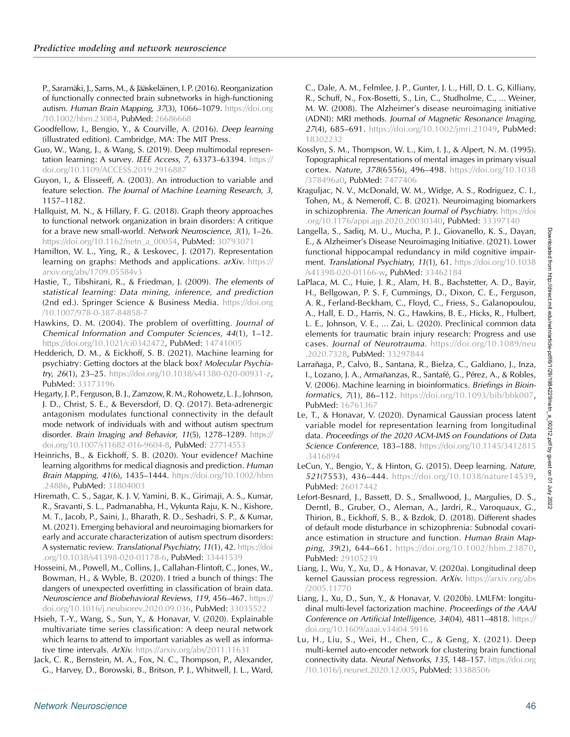P., Saramäki, J., Sams, M., & Jääskeläinen, I. P. (2016). Reorganization of functionally connected brain subnetworks in high-functioning autism. *Human Brain Mapping*, *37*(3), 1066–1079. https://doi.org/10.1002/hbm.23084, PubMed: 26686668

Goodfellow, I., Bengio, Y., & Courville, A. (2016). *Deep learning* (illustrated edition). Cambridge, MA: The MIT Press.

Guo, W., Wang, J., & Wang, S. (2019). Deep multimodal representation learning: A survey. *IEEE Access*, *7*, 63373–63394. https://doi.org/10.1109/ACCESS.2019.2916887

Guyon, I., & Elisseeff, A. (2003). An introduction to variable and feature selection. *The Journal of Machine Learning Research*, *3*, 1157–1182.

Hallquist, M. N., & Hillary, F. G. (2018). Graph theory approaches to functional network organization in brain disorders: A critique for a brave new small-world. *Network Neuroscience*, *3*(1), 1–26. https://doi.org/10.1162/netn_a_00054, PubMed: 30793071

Hamilton, W. L., Ying, R., & Leskovec, J. (2017). Representation learning on graphs: Methods and applications. *arXiv*. https://arxiv.org/abs/1709.05584v3

Hastie, T., Tibshirani, R., & Friedman, J. (2009). *The elements of statistical learning: Data mining, inference, and prediction* (2nd ed.). Springer Science & Business Media. https://doi.org/10.1007/978-0-387-84858-7

Hawkins, D. M. (2004). The problem of overfitting. *Journal of Chemical Information and Computer Sciences*, *44*(1), 1–12. https://doi.org/10.1021/ci0342472, PubMed: 14741005

Hedderich, D. M., & Eickhoff, S. B. (2021). Machine learning for psychiatry: Getting doctors at the black box? *Molecular Psychiatry*, *26*(1), 23–25. https://doi.org/10.1038/s41380-020-00931-z, PubMed: 33173196

Hegarty, J. P., Ferguson, B. J., Zamzow, R. M., Rohowetz, L. J., Johnson, J. D., Christ, S. E., & Beversdorf, D. Q. (2017). Beta-adrenergic antagonism modulates functional connectivity in the default mode network of individuals with and without autism spectrum disorder. *Brain Imaging and Behavior*, *11*(5), 1278–1289. https://doi.org/10.1007/s11682-016-9604-8, PubMed: 27714553

Heinrichs, B., & Eickhoff, S. B. (2020). Your evidence? Machine learning algorithms for medical diagnosis and prediction. *Human Brain Mapping*, *41*(6), 1435–1444. https://doi.org/10.1002/hbm.24886, PubMed: 31804003

Hiremath, C. S., Sagar, K. J. V, Yamini, B. K., Girimaji, A. S., Kumar, R., Sravanti, S. L., Padmanabha, H., Vykunta Raju, K. N., Kishore, M. T., Jacob, P., Saini, J., Bharath, R. D., Seshadri, S. P., & Kumar, M. (2021). Emerging behavioral and neuroimaging biomarkers for early and accurate characterization of autism spectrum disorders: A systematic review. *Translational Psychiatry*, *11*(1), 42. https://doi.org/10.1038/s41398-020-01178-6, PubMed: 33441539

Hosseini, M., Powell, M., Collins, J., Callahan-Flintoft, C., Jones, W., Bowman, H., & Wyble, B. (2020). I tried a bunch of things: The dangers of unexpected overfitting in classification of brain data. *Neuroscience and Biobehavioral Reviews*, *119*, 456–467. https://doi.org/10.1016/j.neubiorev.2020.09.036, PubMed: 33035522

Hsieh, T.-Y., Wang, S., Sun, Y., & Honavar, V. (2020). Explainable multivariate time series classification: A deep neural network which learns to attend to important variables as well as informative time intervals. *ArXiv*. https://arxiv.org/abs/2011.11631

Jack, C. R., Bernstein, M. A., Fox, N. C., Thompson, P., Alexander, G., Harvey, D., Borowski, B., Britson, P. J., Whitwell, J. L., Ward, C., Dale, A. M., Felmlee, J. P., Gunter, J. L., Hill, D. L. G, Killiany, R., Schuff, N., Fox-Bosetti, S., Lin, C., Studholme, C., ... Weiner, M. W. (2008). The Alzheimer's disease neuroimaging initiative (ADNI): MRI methods. *Journal of Magnetic Resonance Imaging*, *27*(4), 685–691. https://doi.org/10.1002/jmri.21049, PubMed: 18302232

Kosslyn, S. M., Thompson, W. L., Kim, I. J., & Alpert, N. M. (1995). Topographical representations of mental images in primary visual cortex. *Nature*, *378*(6556), 496–498. https://doi.org/10.1038/378496a0, PubMed: 7477406

Kraguljac, N. V., McDonald, W. M., Widge, A. S., Rodriguez, C. I., Tohen, M., & Nemeroff, C. B. (2021). Neuroimaging biomarkers in schizophrenia. *The American Journal of Psychiatry*. https://doi.org/10.1176/appi.ajp.2020.20030340, PubMed: 33397140

Langella, S., Sadiq, M. U., Mucha, P. J., Giovanello, K. S., Dayan, E., & Alzheimer's Disease Neuroimaging Initiative. (2021). Lower functional hippocampal redundancy in mild cognitive impairment. *Translational Psychiatry*, *11*(1), 61. https://doi.org/10.1038/s41398-020-01166-w, PubMed: 33462184

LaPlaca, M. C., Huie, J. R., Alam, H. B., Bachstetter, A. D., Bayir, H., Bellgowan, P. S. F, Cummings, D., Dixon, C. E., Ferguson, A. R., Ferland-Beckham, C., Floyd, C., Friess, S., Galanopoulou, A., Hall, E. D., Harris, N. G., Hawkins, B. E., Hicks, R., Hulbert, L. E., Johnson, V. E., ... Zai, L. (2020). Preclinical common data elements for traumatic brain injury research: Progress and use cases. *Journal of Neurotrauma*. https://doi.org/10.1089/neu.2020.7328, PubMed: 33297844

Larrañaga, P., Calvo, B., Santana, R., Bielza, C., Galdiano, J., Inza, I., Lozano, J. A., Armañanzas, R., Santafé, G., Pérez, A., & Robles, V. (2006). Machine learning in bioinformatics. *Briefings in Bioinformatics*, *7*(1), 86–112. https://doi.org/10.1093/bib/bbk007, PubMed: 16761367

Le, T., & Honavar, V. (2020). Dynamical Gaussian process latent variable model for representation learning from longitudinal data. *Proceedings of the 2020 ACM-IMS on Foundations of Data Science Conference*, 183–188. https://doi.org/10.1145/3412815.3416894

LeCun, Y., Bengio, Y., & Hinton, G. (2015). Deep learning. *Nature*, *521*(7553), 436–444. https://doi.org/10.1038/nature14539, PubMed: 26017442

Lefort-Besnard, J., Bassett, D. S., Smallwood, J., Margulies, D. S., Derntl, B., Gruber, O., Aleman, A., Jardri, R., Varoquaux, G., Thirion, B., Eickhoff, S. B., & Bzdok, D. (2018). Different shades of default mode disturbance in schizophrenia: Subnodal covariance estimation in structure and function. *Human Brain Mapping*, *39*(2), 644–661. https://doi.org/10.1002/hbm.23870, PubMed: 29105239

Liang, J., Wu, Y., Xu, D., & Honavar, V. (2020a). Longitudinal deep kernel Gaussian process regression. *ArXiv*. https://arxiv.org/abs/2005.11770

Liang, J., Xu, D., Sun, Y., & Honavar, V. (2020b). LMLFM: longitudinal multi-level factorization machine. *Proceedings of the AAAI Conference on Artificial Intelligence*, *34*(04), 4811–4818. https://doi.org/10.1609/aaai.v34i04.5916

Lu, H., Liu, S., Wei, H., Chen, C., & Geng, X. (2021). Deep multi-kernel auto-encoder network for clustering brain functional connectivity data. *Neural Networks*, *135*, 148–157. https://doi.org/10.1016/j.neunet.2020.12.005, PubMed: 33388506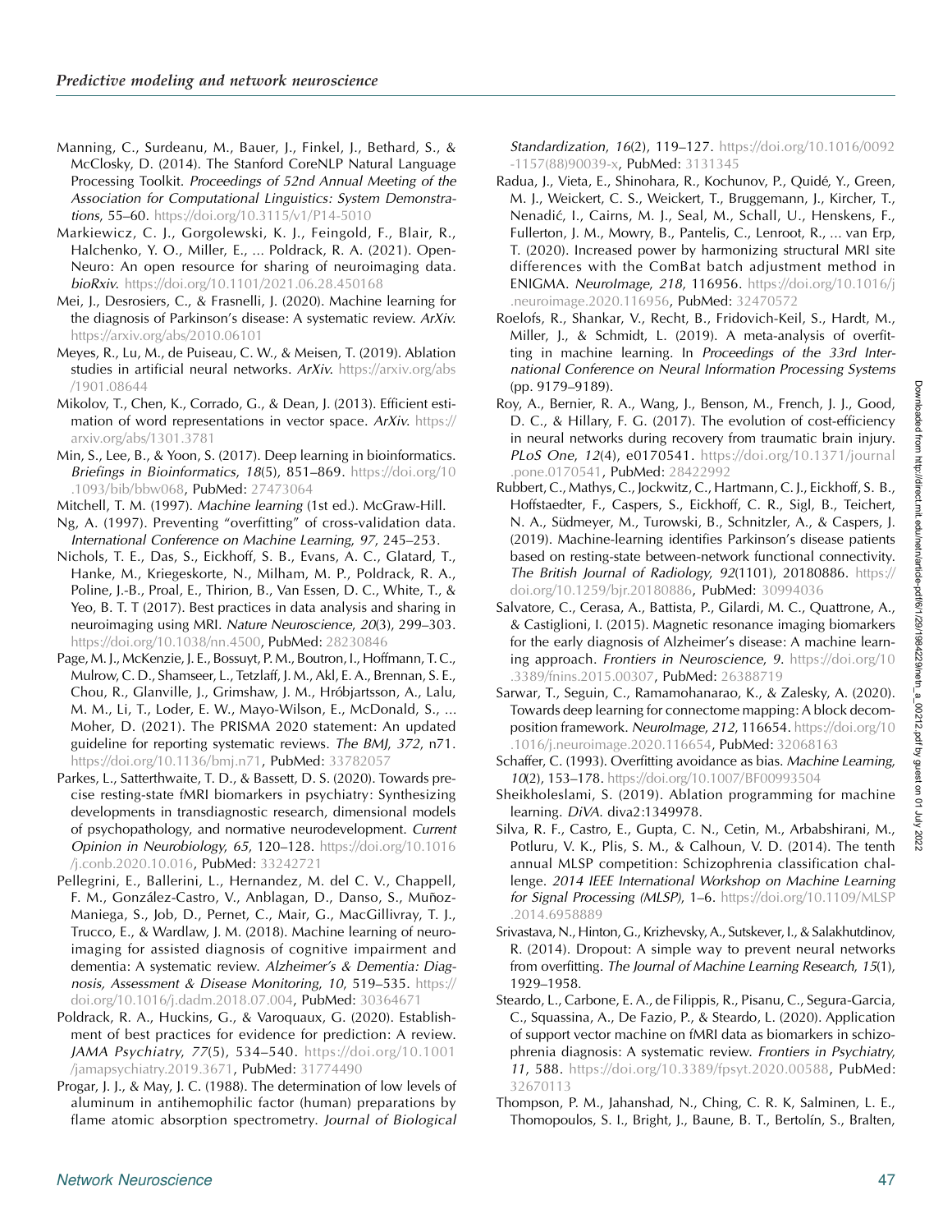Manning, C., Surdeanu, M., Bauer, J., Finkel, J., Bethard, S., & McClosky, D. (2014). The Stanford CoreNLP Natural Language Processing Toolkit. *Proceedings of 52nd Annual Meeting of the Association for Computational Linguistics: System Demonstrations*, 55–60. https://doi.org/10.3115/v1/P14-5010

Markiewicz, C. J., Gorgolewski, K. J., Feingold, F., Blair, R., Halchenko, Y. O., Miller, E., ... Poldrack, R. A. (2021). OpenNeuro: An open resource for sharing of neuroimaging data. *bioRxiv*. https://doi.org/10.1101/2021.06.28.450168

Mei, J., Desrosiers, C., & Frasnelli, J. (2020). Machine learning for the diagnosis of Parkinson's disease: A systematic review. *ArXiv*. https://arxiv.org/abs/2010.06101

Meyes, R., Lu, M., de Puiseau, C. W., & Meisen, T. (2019). Ablation studies in artificial neural networks. *ArXiv*. https://arxiv.org/abs/1901.08644

Mikolov, T., Chen, K., Corrado, G., & Dean, J. (2013). Efficient estimation of word representations in vector space. *ArXiv*. https://arxiv.org/abs/1301.3781

Min, S., Lee, B., & Yoon, S. (2017). Deep learning in bioinformatics. *Briefings in Bioinformatics*, *18*(5), 851–869. https://doi.org/10.1093/bib/bbw068, PubMed: 27473064

Mitchell, T. M. (1997). *Machine learning* (1st ed.). McGraw-Hill.

Ng, A. (1997). Preventing "overfitting" of cross-validation data. *International Conference on Machine Learning*, *97*, 245–253.

Nichols, T. E., Das, S., Eickhoff, S. B., Evans, A. C., Glatard, T., Hanke, M., Kriegeskorte, N., Milham, M. P., Poldrack, R. A., Poline, J.-B., Proal, E., Thirion, B., Van Essen, D. C., White, T., & Yeo, B. T. T (2017). Best practices in data analysis and sharing in neuroimaging using MRI. *Nature Neuroscience*, *20*(3), 299–303. https://doi.org/10.1038/nn.4500, PubMed: 28230846

Page, M. J., McKenzie, J. E., Bossuyt, P. M., Boutron, I., Hoffmann, T. C., Mulrow, C. D., Shamseer, L., Tetzlaff, J. M., Akl, E. A., Brennan, S. E., Chou, R., Glanville, J., Grimshaw, J. M., Hróbjartsson, A., Lalu, M. M., Li, T., Loder, E. W., Mayo-Wilson, E., McDonald, S., ... Moher, D. (2021). The PRISMA 2020 statement: An updated guideline for reporting systematic reviews. *The BMJ*, *372*, n71. https://doi.org/10.1136/bmj.n71, PubMed: 33782057

Parkes, L., Satterthwaite, T. D., & Bassett, D. S. (2020). Towards precise resting-state fMRI biomarkers in psychiatry: Synthesizing developments in transdiagnostic research, dimensional models of psychopathology, and normative neurodevelopment. *Current Opinion in Neurobiology*, *65*, 120–128. https://doi.org/10.1016/j.conb.2020.10.016, PubMed: 33242721

Pellegrini, E., Ballerini, L., Hernandez, M. del C. V., Chappell, F. M., González-Castro, V., Anblagan, D., Danso, S., Muñoz-Maniega, S., Job, D., Pernet, C., Mair, G., MacGillivray, T. J., Trucco, E., & Wardlaw, J. M. (2018). Machine learning of neuroimaging for assisted diagnosis of cognitive impairment and dementia: A systematic review. *Alzheimer's & Dementia: Diagnosis, Assessment & Disease Monitoring*, *10*, 519–535. https://doi.org/10.1016/j.dadm.2018.07.004, PubMed: 30364671

Poldrack, R. A., Huckins, G., & Varoquaux, G. (2020). Establishment of best practices for evidence for prediction: A review. *JAMA Psychiatry*, *77*(5), 534–540. https://doi.org/10.1001/jamapsychiatry.2019.3671, PubMed: 31774490

Progar, J. J., & May, J. C. (1988). The determination of low levels of aluminum in antihemophilic factor (human) preparations by flame atomic absorption spectrometry. *Journal of Biological Standardization*, *16*(2), 119–127. https://doi.org/10.1016/0092-1157(88)90039-x, PubMed: 3131345

Radua, J., Vieta, E., Shinohara, R., Kochunov, P., Quidé, Y., Green, M. J., Weickert, C. S., Weickert, T., Bruggemann, J., Kircher, T., Nenadić, I., Cairns, M. J., Seal, M., Schall, U., Henskens, F., Fullerton, J. M., Mowry, B., Pantelis, C., Lenroot, R., ... van Erp, T. (2020). Increased power by harmonizing structural MRI site differences with the ComBat batch adjustment method in ENIGMA. *NeuroImage*, *218*, 116956. https://doi.org/10.1016/j.neuroimage.2020.116956, PubMed: 32470572

Roelofs, R., Shankar, V., Recht, B., Fridovich-Keil, S., Hardt, M., Miller, J., & Schmidt, L. (2019). A meta-analysis of overfitting in machine learning. In *Proceedings of the 33rd International Conference on Neural Information Processing Systems* (pp. 9179–9189).

Roy, A., Bernier, R. A., Wang, J., Benson, M., French, J. J., Good, D. C., & Hillary, F. G. (2017). The evolution of cost-efficiency in neural networks during recovery from traumatic brain injury. *PLoS One*, *12*(4), e0170541. https://doi.org/10.1371/journal.pone.0170541, PubMed: 28422992

Rubbert, C., Mathys, C., Jockwitz, C., Hartmann, C. J., Eickhoff, S. B., Hoffstaedter, F., Caspers, S., Eickhoff, C. R., Sigl, B., Teichert, N. A., Südmeyer, M., Turowski, B., Schnitzler, A., & Caspers, J. (2019). Machine-learning identifies Parkinson's disease patients based on resting-state between-network functional connectivity. *The British Journal of Radiology*, *92*(1101), 20180886. https://doi.org/10.1259/bjr.20180886, PubMed: 30994036

Salvatore, C., Cerasa, A., Battista, P., Gilardi, M. C., Quattrone, A., & Castiglioni, I. (2015). Magnetic resonance imaging biomarkers for the early diagnosis of Alzheimer's disease: A machine learning approach. *Frontiers in Neuroscience*, *9*. https://doi.org/10.3389/fnins.2015.00307, PubMed: 26388719

Sarwar, T., Seguin, C., Ramamohanarao, K., & Zalesky, A. (2020). Towards deep learning for connectome mapping: A block decomposition framework. *NeuroImage*, *212*, 116654. https://doi.org/10.1016/j.neuroimage.2020.116654, PubMed: 32068163

Schaffer, C. (1993). Overfitting avoidance as bias. *Machine Learning*, *10*(2), 153–178. https://doi.org/10.1007/BF00993504

Sheikholeslami, S. (2019). Ablation programming for machine learning. *DiVA*. diva2:1349978.

Silva, R. F., Castro, E., Gupta, C. N., Cetin, M., Arbabshirani, M., Potluru, V. K., Plis, S. M., & Calhoun, V. D. (2014). The tenth annual MLSP competition: Schizophrenia classification challenge. *2014 IEEE International Workshop on Machine Learning for Signal Processing (MLSP)*, 1–6. https://doi.org/10.1109/MLSP.2014.6958889

Srivastava, N., Hinton, G., Krizhevsky, A., Sutskever, I., & Salakhutdinov, R. (2014). Dropout: A simple way to prevent neural networks from overfitting. *The Journal of Machine Learning Research*, *15*(1), 1929–1958.

Steardo, L., Carbone, E. A., de Filippis, R., Pisanu, C., Segura-Garcia, C., Squassina, A., De Fazio, P., & Steardo, L. (2020). Application of support vector machine on fMRI data as biomarkers in schizophrenia diagnosis: A systematic review. *Frontiers in Psychiatry*, *11*, 588. https://doi.org/10.3389/fpsyt.2020.00588, PubMed: 32670113

Thompson, P. M., Jahanshad, N., Ching, C. R. K, Salminen, L. E., Thomopoulos, S. I., Bright, J., Baune, B. T., Bertolín, S., Bralten,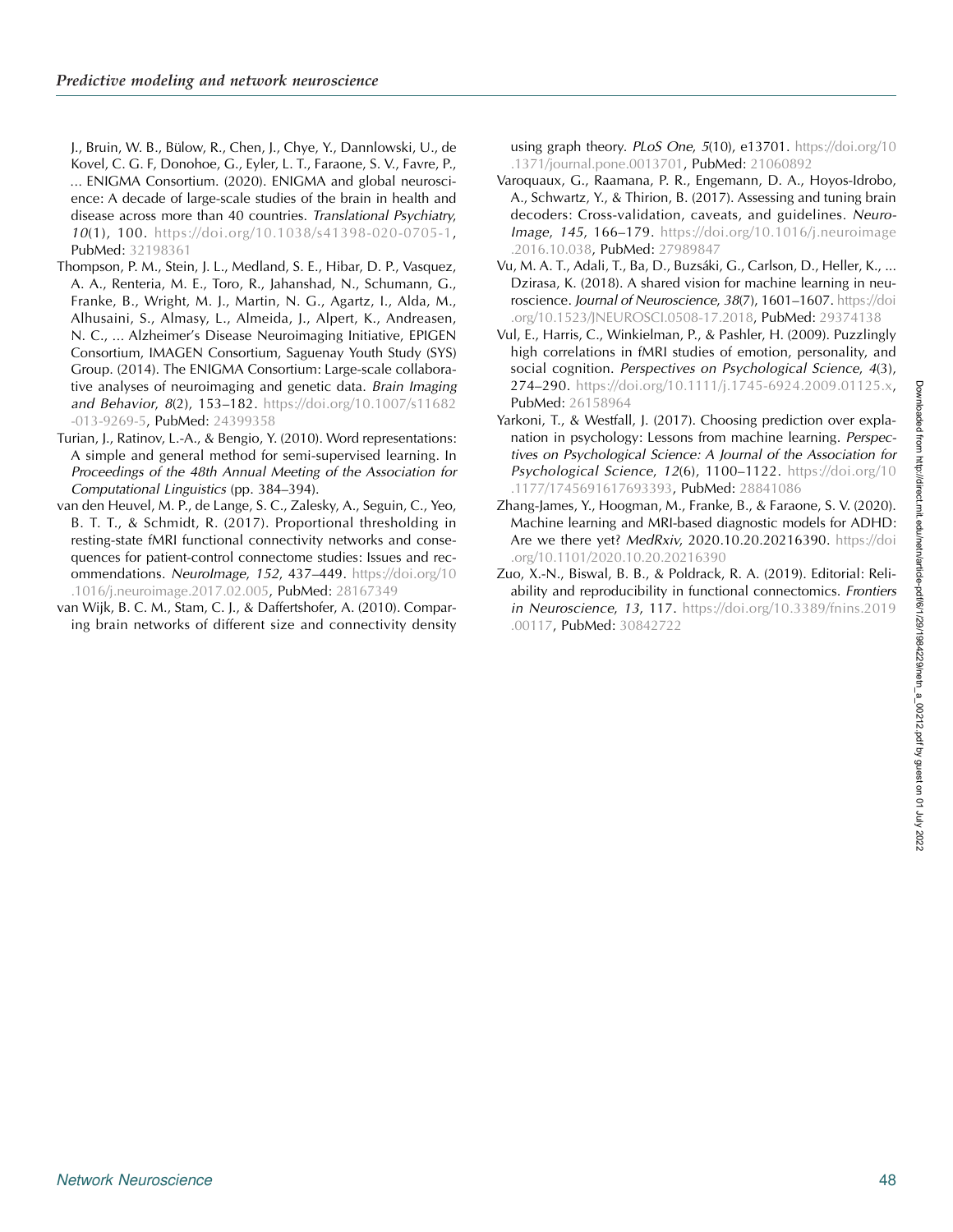J., Bruin, W. B., Bülow, R., Chen, J., Chye, Y., Dannlowski, U., de Kovel, C. G. F, Donohoe, G., Eyler, L. T., Faraone, S. V., Favre, P., ... ENIGMA Consortium. (2020). ENIGMA and global neuroscience: A decade of large-scale studies of the brain in health and disease across more than 40 countries. *Translational Psychiatry*, *10*(1), 100. https://doi.org/10.1038/s41398-020-0705-1, PubMed: 32198361

Thompson, P. M., Stein, J. L., Medland, S. E., Hibar, D. P., Vasquez, A. A., Renteria, M. E., Toro, R., Jahanshad, N., Schumann, G., Franke, B., Wright, M. J., Martin, N. G., Agartz, I., Alda, M., Alhusaini, S., Almasy, L., Almeida, J., Alpert, K., Andreasen, N. C., ... Alzheimer's Disease Neuroimaging Initiative, EPIGEN Consortium, IMAGEN Consortium, Saguenay Youth Study (SYS) Group. (2014). The ENIGMA Consortium: Large-scale collaborative analyses of neuroimaging and genetic data. *Brain Imaging and Behavior*, *8*(2), 153–182. https://doi.org/10.1007/s11682-013-9269-5, PubMed: 24399358

Turian, J., Ratinov, L.-A., & Bengio, Y. (2010). Word representations: A simple and general method for semi-supervised learning. In *Proceedings of the 48th Annual Meeting of the Association for Computational Linguistics* (pp. 384–394).

van den Heuvel, M. P., de Lange, S. C., Zalesky, A., Seguin, C., Yeo, B. T. T., & Schmidt, R. (2017). Proportional thresholding in resting-state fMRI functional connectivity networks and consequences for patient-control connectome studies: Issues and recommendations. *NeuroImage*, *152*, 437–449. https://doi.org/10.1016/j.neuroimage.2017.02.005, PubMed: 28167349

van Wijk, B. C. M., Stam, C. J., & Daffertshofer, A. (2010). Comparing brain networks of different size and connectivity density using graph theory. *PLoS One*, *5*(10), e13701. https://doi.org/10.1371/journal.pone.0013701, PubMed: 21060892

Varoquaux, G., Raamana, P. R., Engemann, D. A., Hoyos-Idrobo, A., Schwartz, Y., & Thirion, B. (2017). Assessing and tuning brain decoders: Cross-validation, caveats, and guidelines. *NeuroImage*, *145*, 166–179. https://doi.org/10.1016/j.neuroimage.2016.10.038, PubMed: 27989847

Vu, M. A. T., Adali, T., Ba, D., Buzsáki, G., Carlson, D., Heller, K., ... Dzirasa, K. (2018). A shared vision for machine learning in neuroscience. *Journal of Neuroscience*, *38*(7), 1601–1607. https://doi.org/10.1523/JNEUROSCI.0508-17.2018, PubMed: 29374138

Vul, E., Harris, C., Winkielman, P., & Pashler, H. (2009). Puzzlingly high correlations in fMRI studies of emotion, personality, and social cognition. *Perspectives on Psychological Science*, *4*(3), 274–290. https://doi.org/10.1111/j.1745-6924.2009.01125.x, PubMed: 26158964

Yarkoni, T., & Westfall, J. (2017). Choosing prediction over explanation in psychology: Lessons from machine learning. *Perspectives on Psychological Science: A Journal of the Association for Psychological Science*, *12*(6), 1100–1122. https://doi.org/10.1177/1745691617693393, PubMed: 28841086

Zhang-James, Y., Hoogman, M., Franke, B., & Faraone, S. V. (2020). Machine learning and MRI-based diagnostic models for ADHD: Are we there yet? *MedRxiv*, 2020.10.20.20216390. https://doi.org/10.1101/2020.10.20.20216390

Zuo, X.-N., Biswal, B. B., & Poldrack, R. A. (2019). Editorial: Reliability and reproducibility in functional connectomics. *Frontiers in Neuroscience*, *13*, 117. https://doi.org/10.3389/fnins.2019.00117, PubMed: 30842722